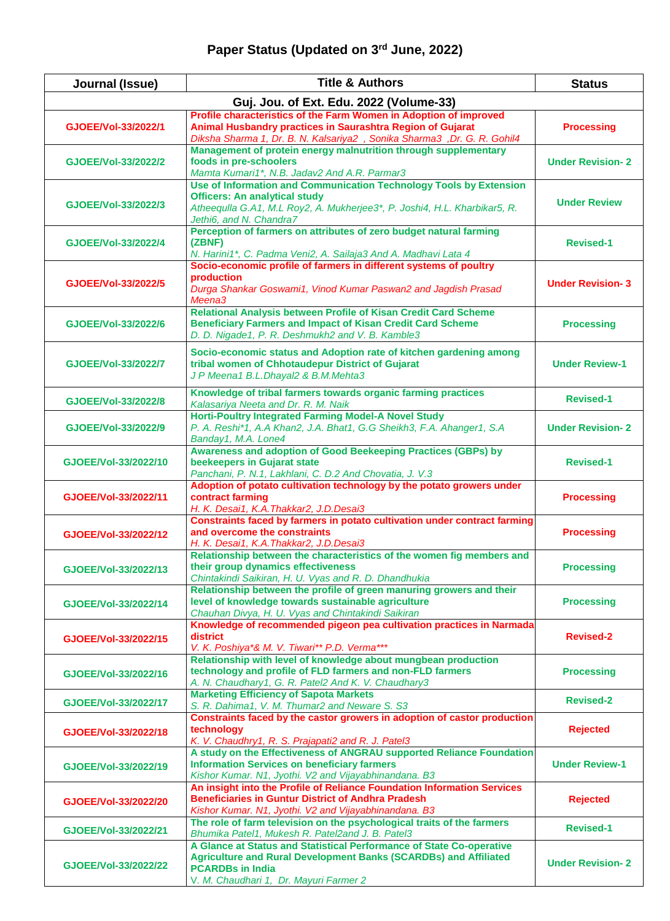# Paper Status (Updated on 3rd June, 2022)

| Journal (Issue) | Title & Authors | Status |
|---|---|---|
| **Guj. Jou. of Ext. Edu. 2022 (Volume-33)** | | |
| GJOEE/Vol-33/2022/1 | **Profile characteristics of the Farm Women in Adoption of improved Animal Husbandry practices in Saurashtra Region of Gujarat**<br>*Diksha Sharma 1, Dr. B. N. Kalsariya2 , Sonika Sharma3 ,Dr. G. R. Gohil4* | Processing |
| GJOEE/Vol-33/2022/2 | **Management of protein energy malnutrition through supplementary foods in pre-schoolers**<br>*Mamta Kumari1*, N.B. Jadav2 And A.R. Parmar3* | Under Revision- 2 |
| GJOEE/Vol-33/2022/3 | **Use of Information and Communication Technology Tools by Extension Officers: An analytical study**<br>*Atheequlla G.A1, M.L Roy2, A. Mukherjee3*, P. Joshi4, H.L. Kharbikar5, R. Jethi6, and N. Chandra7* | Under Review |
| GJOEE/Vol-33/2022/4 | **Perception of farmers on attributes of zero budget natural farming (ZBNF)**<br>*N. Harini1*, C. Padma Veni2, A. Sailaja3 And A. Madhavi Lata 4* | Revised-1 |
| GJOEE/Vol-33/2022/5 | **Socio-economic profile of farmers in different systems of poultry production**<br>*Durga Shankar Goswami1, Vinod Kumar Paswan2 and Jagdish Prasad Meena3* | Under Revision- 3 |
| GJOEE/Vol-33/2022/6 | **Relational Analysis between Profile of Kisan Credit Card Scheme Beneficiary Farmers and Impact of Kisan Credit Card Scheme**<br>*D. D. Nigade1, P. R. Deshmukh2 and V. B. Kamble3* | Processing |
| GJOEE/Vol-33/2022/7 | **Socio-economic status and Adoption rate of kitchen gardening among tribal women of Chhotaudepur District of Gujarat**<br>*J P Meena1 B.L.Dhayal2 & B.M.Mehta3* | Under Review-1 |
| GJOEE/Vol-33/2022/8 | **Knowledge of tribal farmers towards organic farming practices**<br>*Kalasariya Neeta and Dr. R. M. Naik* | Revised-1 |
| GJOEE/Vol-33/2022/9 | **Horti-Poultry Integrated Farming Model-A Novel Study**<br>*P. A. Reshi*1, A.A Khan2, J.A. Bhat1, G.G Sheikh3, F.A. Ahanger1, S.A Banday1, M.A. Lone4* | Under Revision- 2 |
| GJOEE/Vol-33/2022/10 | **Awareness and adoption of Good Beekeeping Practices (GBPs) by beekeepers in Gujarat state**<br>*Panchani, P. N.1, Lakhlani, C. D.2 And Chovatia, J. V.3* | Revised-1 |
| GJOEE/Vol-33/2022/11 | **Adoption of potato cultivation technology by the potato growers under contract farming**<br>*H. K. Desai1, K.A.Thakkar2, J.D.Desai3* | Processing |
| GJOEE/Vol-33/2022/12 | **Constraints faced by farmers in potato cultivation under contract farming and overcome the constraints**<br>*H. K. Desai1, K.A.Thakkar2, J.D.Desai3* | Processing |
| GJOEE/Vol-33/2022/13 | **Relationship between the characteristics of the women fig members and their group dynamics effectiveness**<br>*Chintakindi Saikiran, H. U. Vyas and R. D. Dhandhukia* | Processing |
| GJOEE/Vol-33/2022/14 | **Relationship between the profile of green manuring growers and their level of knowledge towards sustainable agriculture**<br>*Chauhan Divya, H. U. Vyas and Chintakindi Saikiran* | Processing |
| GJOEE/Vol-33/2022/15 | **Knowledge of recommended pigeon pea cultivation practices in Narmada district**<br>*V. K. Poshiya*& M. V. Tiwari** P.D. Verma**** | Revised-2 |
| GJOEE/Vol-33/2022/16 | **Relationship with level of knowledge about mungbean production technology and profile of FLD farmers and non-FLD farmers**<br>*A. N. Chaudhary1, G. R. Patel2 And K. V. Chaudhary3* | Processing |
| GJOEE/Vol-33/2022/17 | **Marketing Efficiency of Sapota Markets**<br>*S. R. Dahima1, V. M. Thumar2 and Neware S. S3* | Revised-2 |
| GJOEE/Vol-33/2022/18 | **Constraints faced by the castor growers in adoption of castor production technology**<br>*K. V. Chaudhry1, R. S. Prajapati2 and R. J. Patel3* | Rejected |
| GJOEE/Vol-33/2022/19 | **A study on the Effectiveness of ANGRAU supported Reliance Foundation Information Services on beneficiary farmers**<br>*Kishor Kumar. N1, Jyothi. V2 and Vijayabhinandana. B3* | Under Review-1 |
| GJOEE/Vol-33/2022/20 | **An insight into the Profile of Reliance Foundation Information Services Beneficiaries in Guntur District of Andhra Pradesh**<br>*Kishor Kumar. N1, Jyothi. V2 and Vijayabhinandana. B3* | Rejected |
| GJOEE/Vol-33/2022/21 | **The role of farm television on the psychological traits of the farmers**<br>*Bhumika Patel1, Mukesh R. Patel2and J. B. Patel3* | Revised-1 |
| GJOEE/Vol-33/2022/22 | **A Glance at Status and Statistical Performance of State Co-operative Agriculture and Rural Development Banks (SCARDBs) and Affiliated PCARDBs in India**<br>V. M. Chaudhari 1, Dr. Mayuri Farmer 2 | Under Revision- 2 |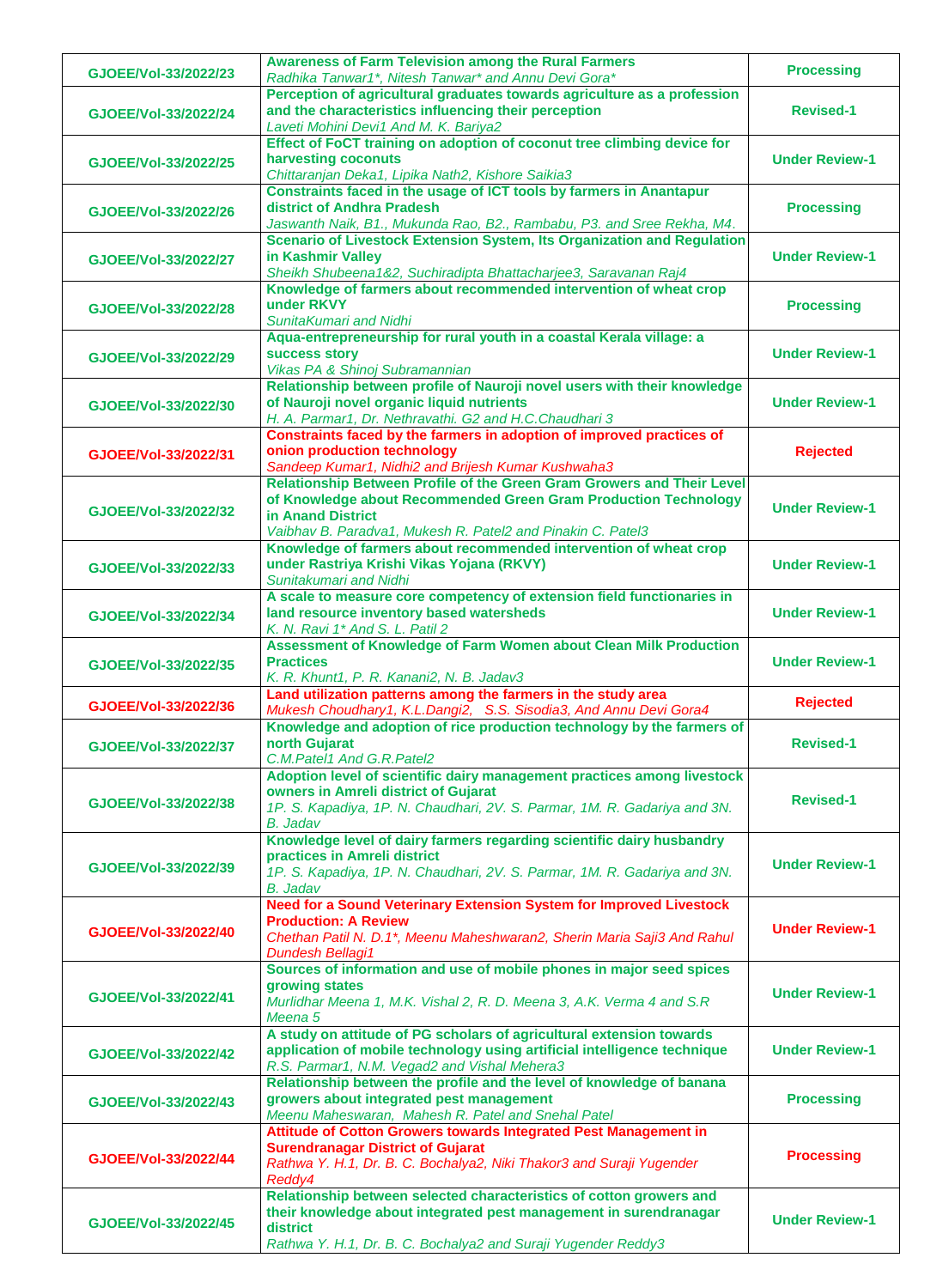| GJOEE/Vol-33/2022/23 | **Awareness of Farm Television among the Rural Farmers** *Radhika Tanwar1*, Nitesh Tanwar* and Annu Devi Gora** | **Processing** |
|---|---|---|
| GJOEE/Vol-33/2022/24 | **Perception of agricultural graduates towards agriculture as a profession and the characteristics influencing their perception** *Laveti Mohini Devi1 And M. K. Bariya2* | **Revised-1** |
| GJOEE/Vol-33/2022/25 | **Effect of FoCT training on adoption of coconut tree climbing device for harvesting coconuts** *Chittaranjan Deka1, Lipika Nath2, Kishore Saikia3* | **Under Review-1** |
| GJOEE/Vol-33/2022/26 | **Constraints faced in the usage of ICT tools by farmers in Anantapur district of Andhra Pradesh** *Jaswanth Naik, B1., Mukunda Rao, B2., Rambabu, P3. and Sree Rekha, M4.* | **Processing** |
| GJOEE/Vol-33/2022/27 | **Scenario of Livestock Extension System, Its Organization and Regulation in Kashmir Valley** *Sheikh Shubeena1&2, Suchiradipta Bhattacharjee3, Saravanan Raj4* | **Under Review-1** |
| GJOEE/Vol-33/2022/28 | **Knowledge of farmers about recommended intervention of wheat crop under RKVY** *SunitaKumari and Nidhi* | **Processing** |
| GJOEE/Vol-33/2022/29 | **Aqua-entrepreneurship for rural youth in a coastal Kerala village: a success story** *Vikas PA & Shinoj Subramannian* | **Under Review-1** |
| GJOEE/Vol-33/2022/30 | **Relationship between profile of Nauroji novel users with their knowledge of Nauroji novel organic liquid nutrients** *H. A. Parmar1, Dr. Nethravathi. G2 and H.C.Chaudhari 3* | **Under Review-1** |
| GJOEE/Vol-33/2022/31 | **Constraints faced by the farmers in adoption of improved practices of onion production technology** *Sandeep Kumar1, Nidhi2 and Brijesh Kumar Kushwaha3* | **Rejected** |
| GJOEE/Vol-33/2022/32 | **Relationship Between Profile of the Green Gram Growers and Their Level of Knowledge about Recommended Green Gram Production Technology in Anand District** *Vaibhav B. Paradva1, Mukesh R. Patel2 and Pinakin C. Patel3* | **Under Review-1** |
| GJOEE/Vol-33/2022/33 | **Knowledge of farmers about recommended intervention of wheat crop under Rastriya Krishi Vikas Yojana (RKVY)** *Sunitakumari and Nidhi* | **Under Review-1** |
| GJOEE/Vol-33/2022/34 | **A scale to measure core competency of extension field functionaries in land resource inventory based watersheds** *K. N. Ravi 1* And S. L. Patil 2* | **Under Review-1** |
| GJOEE/Vol-33/2022/35 | **Assessment of Knowledge of Farm Women about Clean Milk Production Practices** *K. R. Khunt1, P. R. Kanani2, N. B. Jadav3* | **Under Review-1** |
| GJOEE/Vol-33/2022/36 | **Land utilization patterns among the farmers in the study area** *Mukesh Choudhary1, K.L.Dangi2, S.S. Sisodia3, And Annu Devi Gora4* | **Rejected** |
| GJOEE/Vol-33/2022/37 | **Knowledge and adoption of rice production technology by the farmers of north Gujarat** *C.M.Patel1 And G.R.Patel2* | **Revised-1** |
| GJOEE/Vol-33/2022/38 | **Adoption level of scientific dairy management practices among livestock owners in Amreli district of Gujarat** *1P. S. Kapadiya, 1P. N. Chaudhari, 2V. S. Parmar, 1M. R. Gadariya and 3N. B. Jadav* | **Revised-1** |
| GJOEE/Vol-33/2022/39 | **Knowledge level of dairy farmers regarding scientific dairy husbandry practices in Amreli district** *1P. S. Kapadiya, 1P. N. Chaudhari, 2V. S. Parmar, 1M. R. Gadariya and 3N. B. Jadav* | **Under Review-1** |
| GJOEE/Vol-33/2022/40 | **Need for a Sound Veterinary Extension System for Improved Livestock Production: A Review** *Chethan Patil N. D.1*, Meenu Maheshwaran2, Sherin Maria Saji3 And Rahul Dundesh Bellagi1* | **Under Review-1** |
| GJOEE/Vol-33/2022/41 | **Sources of information and use of mobile phones in major seed spices growing states** *Murlidhar Meena 1, M.K. Vishal 2, R. D. Meena 3, A.K. Verma 4 and S.R Meena 5* | **Under Review-1** |
| GJOEE/Vol-33/2022/42 | **A study on attitude of PG scholars of agricultural extension towards application of mobile technology using artificial intelligence technique** *R.S. Parmar1, N.M. Vegad2 and Vishal Mehera3* | **Under Review-1** |
| GJOEE/Vol-33/2022/43 | **Relationship between the profile and the level of knowledge of banana growers about integrated pest management** *Meenu Maheswaran, Mahesh R. Patel and Snehal Patel* | **Processing** |
| GJOEE/Vol-33/2022/44 | **Attitude of Cotton Growers towards Integrated Pest Management in Surendranagar District of Gujarat** *Rathwa Y. H.1, Dr. B. C. Bochalya2, Niki Thakor3 and Suraji Yugender Reddy4* | **Processing** |
| GJOEE/Vol-33/2022/45 | **Relationship between selected characteristics of cotton growers and their knowledge about integrated pest management in surendranagar district** *Rathwa Y. H.1, Dr. B. C. Bochalya2 and Suraji Yugender Reddy3* | **Under Review-1** |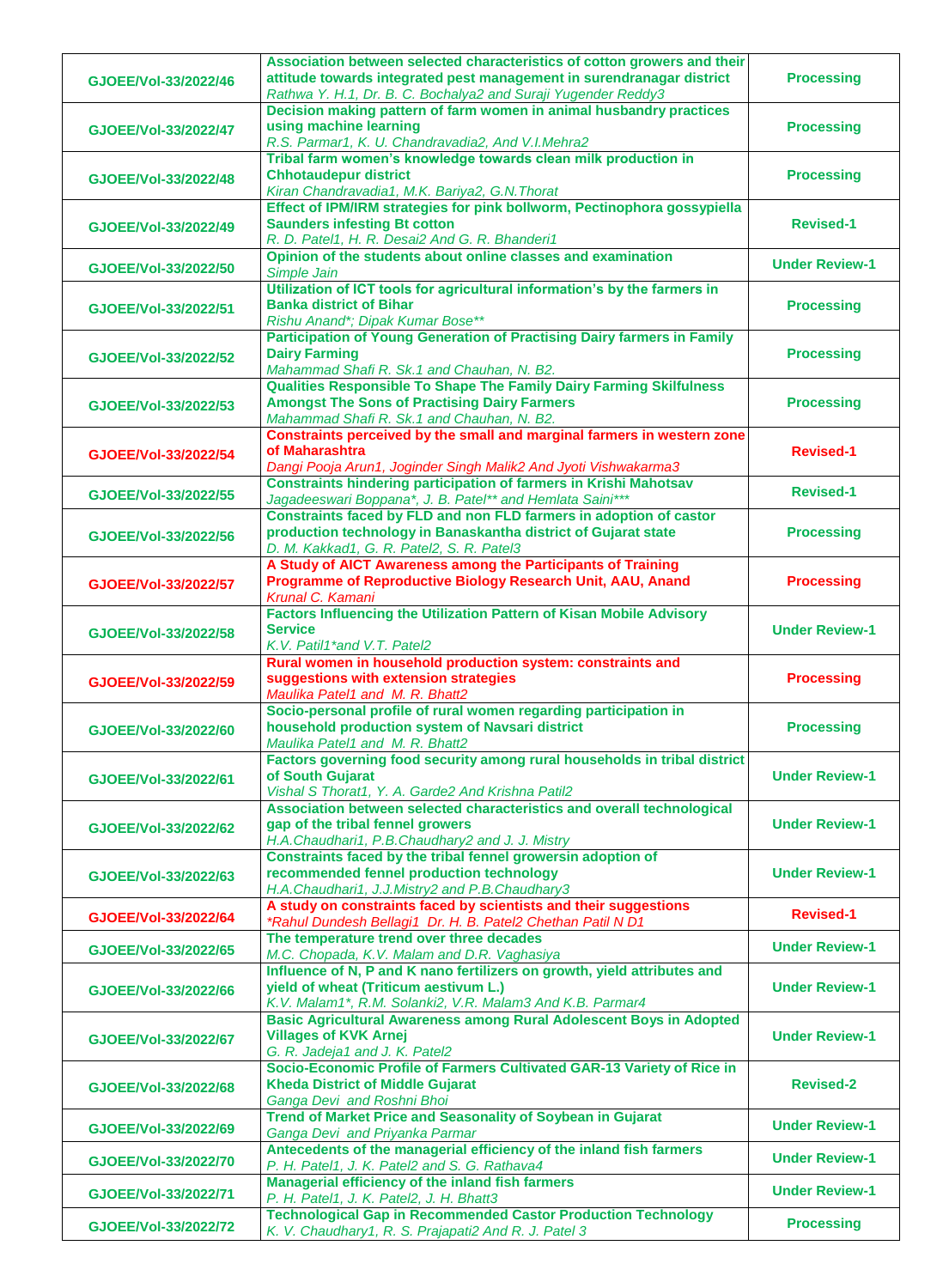| | | |
|---|---|---|
| GJOEE/Vol-33/2022/46 | **Association between selected characteristics of cotton growers and their attitude towards integrated pest management in surendranagar district**<br>*Rathwa Y. H.1, Dr. B. C. Bochalya2 and Suraji Yugender Reddy3* | **Processing** |
| GJOEE/Vol-33/2022/47 | **Decision making pattern of farm women in animal husbandry practices using machine learning**<br>*R.S. Parmar1, K. U. Chandravadia2, And V.I.Mehra2* | **Processing** |
| GJOEE/Vol-33/2022/48 | **Tribal farm women's knowledge towards clean milk production in Chhotaudepur district**<br>*Kiran Chandravadia1, M.K. Bariya2, G.N.Thorat* | **Processing** |
| GJOEE/Vol-33/2022/49 | **Effect of IPM/IRM strategies for pink bollworm, Pectinophora gossypiella Saunders infesting Bt cotton**<br>*R. D. Patel1, H. R. Desai2 And G. R. Bhanderi1* | **Revised-1** |
| GJOEE/Vol-33/2022/50 | **Opinion of the students about online classes and examination**<br>*Simple Jain* | **Under Review-1** |
| GJOEE/Vol-33/2022/51 | **Utilization of ICT tools for agricultural information's by the farmers in Banka district of Bihar**<br>*Rishu Anand*; Dipak Kumar Bose*** | **Processing** |
| GJOEE/Vol-33/2022/52 | **Participation of Young Generation of Practising Dairy farmers in Family Dairy Farming**<br>*Mahammad Shafi R. Sk.1 and Chauhan, N. B2.* | **Processing** |
| GJOEE/Vol-33/2022/53 | **Qualities Responsible To Shape The Family Dairy Farming Skilfulness Amongst The Sons of Practising Dairy Farmers**<br>*Mahammad Shafi R. Sk.1 and Chauhan, N. B2.* | **Processing** |
| GJOEE/Vol-33/2022/54 | **Constraints perceived by the small and marginal farmers in western zone of Maharashtra**<br>*Dangi Pooja Arun1, Joginder Singh Malik2 And Jyoti Vishwakarma3* | **Revised-1** |
| GJOEE/Vol-33/2022/55 | **Constraints hindering participation of farmers in Krishi Mahotsav**<br>*Jagadeeswari Boppana*, J. B. Patel** and Hemlata Saini**** | **Revised-1** |
| GJOEE/Vol-33/2022/56 | **Constraints faced by FLD and non FLD farmers in adoption of castor production technology in Banaskantha district of Gujarat state**<br>*D. M. Kakkad1, G. R. Patel2, S. R. Patel3* | **Processing** |
| GJOEE/Vol-33/2022/57 | **A Study of AICT Awareness among the Participants of Training Programme of Reproductive Biology Research Unit, AAU, Anand**<br>*Krunal C. Kamani* | **Processing** |
| GJOEE/Vol-33/2022/58 | **Factors Influencing the Utilization Pattern of Kisan Mobile Advisory Service**<br>*K.V. Patil1*and V.T. Patel2* | **Under Review-1** |
| GJOEE/Vol-33/2022/59 | **Rural women in household production system: constraints and suggestions with extension strategies**<br>*Maulika Patel1 and M. R. Bhatt2* | **Processing** |
| GJOEE/Vol-33/2022/60 | **Socio-personal profile of rural women regarding participation in household production system of Navsari district**<br>*Maulika Patel1 and M. R. Bhatt2* | **Processing** |
| GJOEE/Vol-33/2022/61 | **Factors governing food security among rural households in tribal district of South Gujarat**<br>*Vishal S Thorat1, Y. A. Garde2 And Krishna Patil2* | **Under Review-1** |
| GJOEE/Vol-33/2022/62 | **Association between selected characteristics and overall technological gap of the tribal fennel growers**<br>*H.A.Chaudhari1, P.B.Chaudhary2 and J. J. Mistry* | **Under Review-1** |
| GJOEE/Vol-33/2022/63 | **Constraints faced by the tribal fennel growersin adoption of recommended fennel production technology**<br>*H.A.Chaudhari1, J.J.Mistry2 and P.B.Chaudhary3* | **Under Review-1** |
| GJOEE/Vol-33/2022/64 | **A study on constraints faced by scientists and their suggestions**<br>**Rahul Dundesh Bellagi1 Dr. H. B. Patel2 Chethan Patil N D1* | **Revised-1** |
| GJOEE/Vol-33/2022/65 | **The temperature trend over three decades**<br>*M.C. Chopada, K.V. Malam and D.R. Vaghasiya* | **Under Review-1** |
| GJOEE/Vol-33/2022/66 | **Influence of N, P and K nano fertilizers on growth, yield attributes and yield of wheat (Triticum aestivum L.)**<br>*K.V. Malam1*, R.M. Solanki2, V.R. Malam3 And K.B. Parmar4* | **Under Review-1** |
| GJOEE/Vol-33/2022/67 | **Basic Agricultural Awareness among Rural Adolescent Boys in Adopted Villages of KVK Arnej**<br>*G. R. Jadeja1 and J. K. Patel2* | **Under Review-1** |
| GJOEE/Vol-33/2022/68 | **Socio-Economic Profile of Farmers Cultivated GAR-13 Variety of Rice in Kheda District of Middle Gujarat**<br>*Ganga Devi and Roshni Bhoi* | **Revised-2** |
| GJOEE/Vol-33/2022/69 | **Trend of Market Price and Seasonality of Soybean in Gujarat**<br>*Ganga Devi and Priyanka Parmar* | **Under Review-1** |
| GJOEE/Vol-33/2022/70 | **Antecedents of the managerial efficiency of the inland fish farmers**<br>*P. H. Patel1, J. K. Patel2 and S. G. Rathava4* | **Under Review-1** |
| GJOEE/Vol-33/2022/71 | **Managerial efficiency of the inland fish farmers**<br>*P. H. Patel1, J. K. Patel2, J. H. Bhatt3* | **Under Review-1** |
| GJOEE/Vol-33/2022/72 | **Technological Gap in Recommended Castor Production Technology**<br>*K. V. Chaudhary1, R. S. Prajapati2 And R. J. Patel 3* | **Processing** |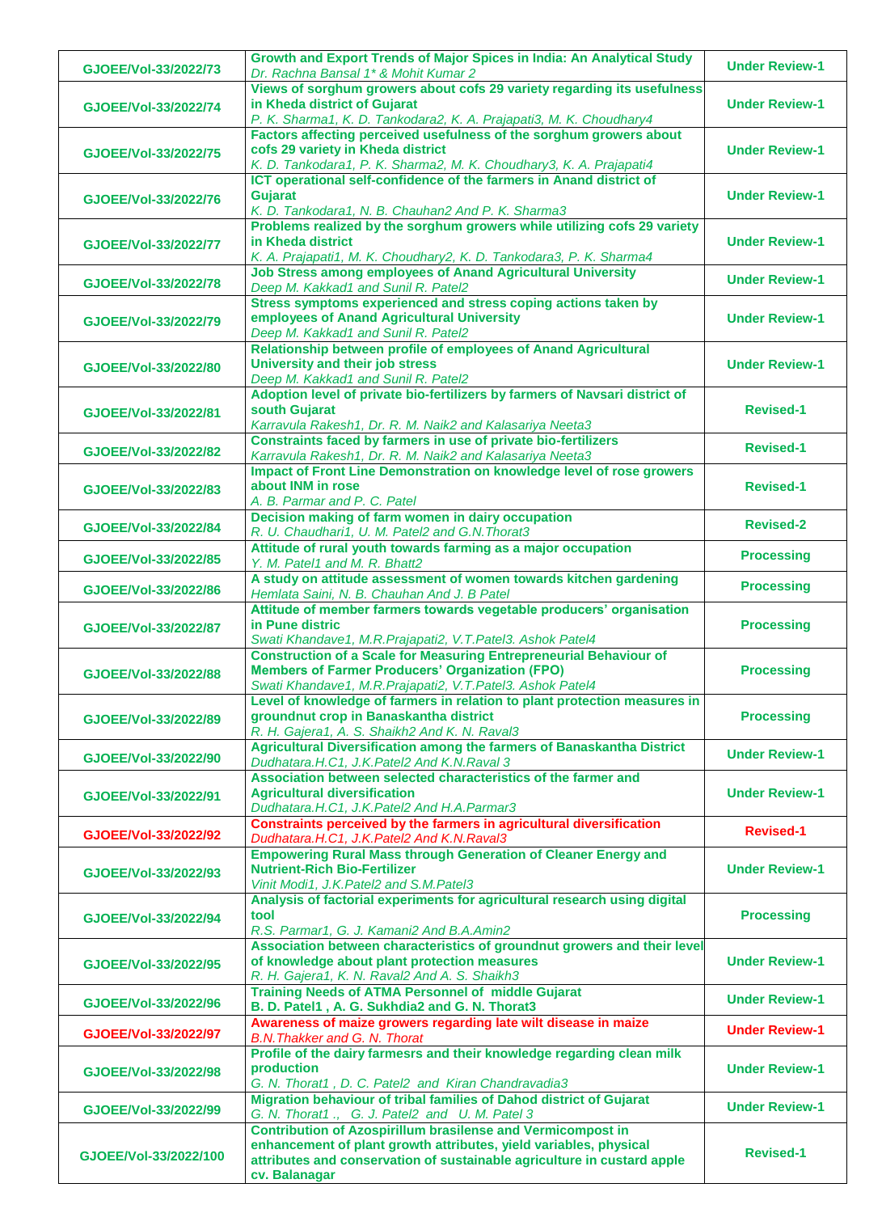| | | |
|---|---|---|
| GJOEE/Vol-33/2022/73 | **Growth and Export Trends of Major Spices in India: An Analytical Study**<br>*Dr. Rachna Bansal 1* & Mohit Kumar 2* | Under Review-1 |
| GJOEE/Vol-33/2022/74 | **Views of sorghum growers about cofs 29 variety regarding its usefulness in Kheda district of Gujarat**<br>*P. K. Sharma1, K. D. Tankodara2, K. A. Prajapati3, M. K. Choudhary4* | Under Review-1 |
| GJOEE/Vol-33/2022/75 | **Factors affecting perceived usefulness of the sorghum growers about cofs 29 variety in Kheda district**<br>*K. D. Tankodara1, P. K. Sharma2, M. K. Choudhary3, K. A. Prajapati4* | Under Review-1 |
| GJOEE/Vol-33/2022/76 | **ICT operational self-confidence of the farmers in Anand district of Gujarat**<br>*K. D. Tankodara1, N. B. Chauhan2 And P. K. Sharma3* | Under Review-1 |
| GJOEE/Vol-33/2022/77 | **Problems realized by the sorghum growers while utilizing cofs 29 variety in Kheda district**<br>*K. A. Prajapati1, M. K. Choudhary2, K. D. Tankodara3, P. K. Sharma4* | Under Review-1 |
| GJOEE/Vol-33/2022/78 | **Job Stress among employees of Anand Agricultural University**<br>*Deep M. Kakkad1 and Sunil R. Patel2* | Under Review-1 |
| GJOEE/Vol-33/2022/79 | **Stress symptoms experienced and stress coping actions taken by employees of Anand Agricultural University**<br>*Deep M. Kakkad1 and Sunil R. Patel2* | Under Review-1 |
| GJOEE/Vol-33/2022/80 | **Relationship between profile of employees of Anand Agricultural University and their job stress**<br>*Deep M. Kakkad1 and Sunil R. Patel2* | Under Review-1 |
| GJOEE/Vol-33/2022/81 | **Adoption level of private bio-fertilizers by farmers of Navsari district of south Gujarat**<br>*Karravula Rakesh1, Dr. R. M. Naik2 and Kalasariya Neeta3* | Revised-1 |
| GJOEE/Vol-33/2022/82 | **Constraints faced by farmers in use of private bio-fertilizers**<br>*Karravula Rakesh1, Dr. R. M. Naik2 and Kalasariya Neeta3* | Revised-1 |
| GJOEE/Vol-33/2022/83 | **Impact of Front Line Demonstration on knowledge level of rose growers about INM in rose**<br>*A. B. Parmar and P. C. Patel* | Revised-1 |
| GJOEE/Vol-33/2022/84 | **Decision making of farm women in dairy occupation**<br>*R. U. Chaudhari1, U. M. Patel2 and G.N.Thorat3* | Revised-2 |
| GJOEE/Vol-33/2022/85 | **Attitude of rural youth towards farming as a major occupation**<br>*Y. M. Patel1 and M. R. Bhatt2* | Processing |
| GJOEE/Vol-33/2022/86 | **A study on attitude assessment of women towards kitchen gardening**<br>*Hemlata Saini, N. B. Chauhan And J. B Patel* | Processing |
| GJOEE/Vol-33/2022/87 | **Attitude of member farmers towards vegetable producers' organisation in Pune distric**<br>*Swati Khandave1, M.R.Prajapati2, V.T.Patel3. Ashok Patel4* | Processing |
| GJOEE/Vol-33/2022/88 | **Construction of a Scale for Measuring Entrepreneurial Behaviour of Members of Farmer Producers' Organization (FPO)**<br>*Swati Khandave1, M.R.Prajapati2, V.T.Patel3. Ashok Patel4* | Processing |
| GJOEE/Vol-33/2022/89 | **Level of knowledge of farmers in relation to plant protection measures in groundnut crop in Banaskantha district**<br>*R. H. Gajera1, A. S. Shaikh2 And K. N. Raval3* | Processing |
| GJOEE/Vol-33/2022/90 | **Agricultural Diversification among the farmers of Banaskantha District**<br>*Dudhatara.H.C1, J.K.Patel2 And K.N.Raval 3* | Under Review-1 |
| GJOEE/Vol-33/2022/91 | **Association between selected characteristics of the farmer and Agricultural diversification**<br>*Dudhatara.H.C1, J.K.Patel2 And H.A.Parmar3* | Under Review-1 |
| GJOEE/Vol-33/2022/92 | **Constraints perceived by the farmers in agricultural diversification**<br>*Dudhatara.H.C1, J.K.Patel2 And K.N.Raval3* | Revised-1 |
| GJOEE/Vol-33/2022/93 | **Empowering Rural Mass through Generation of Cleaner Energy and Nutrient-Rich Bio-Fertilizer**<br>*Vinit Modi1, J.K.Patel2 and S.M.Patel3* | Under Review-1 |
| GJOEE/Vol-33/2022/94 | **Analysis of factorial experiments for agricultural research using digital tool**<br>*R.S. Parmar1, G. J. Kamani2 And B.A.Amin2* | Processing |
| GJOEE/Vol-33/2022/95 | **Association between characteristics of groundnut growers and their level of knowledge about plant protection measures**<br>*R. H. Gajera1, K. N. Raval2 And A. S. Shaikh3* | Under Review-1 |
| GJOEE/Vol-33/2022/96 | **Training Needs of ATMA Personnel of middle Gujarat**<br>**B. D. Patel1 , A. G. Sukhdia2 and G. N. Thorat3** | Under Review-1 |
| GJOEE/Vol-33/2022/97 | **Awareness of maize growers regarding late wilt disease in maize**<br>*B.N.Thakker and G. N. Thorat* | Under Review-1 |
| GJOEE/Vol-33/2022/98 | **Profile of the dairy farmesrs and their knowledge regarding clean milk production**<br>*G. N. Thorat1 , D. C. Patel2 and Kiran Chandravadia3* | Under Review-1 |
| GJOEE/Vol-33/2022/99 | **Migration behaviour of tribal families of Dahod district of Gujarat**<br>*G. N. Thorat1 ., G. J. Patel2 and U. M. Patel 3* | Under Review-1 |
| GJOEE/Vol-33/2022/100 | **Contribution of Azospirillum brasilense and Vermicompost in enhancement of plant growth attributes, yield variables, physical attributes and conservation of sustainable agriculture in custard apple cv. Balanagar** | Revised-1 |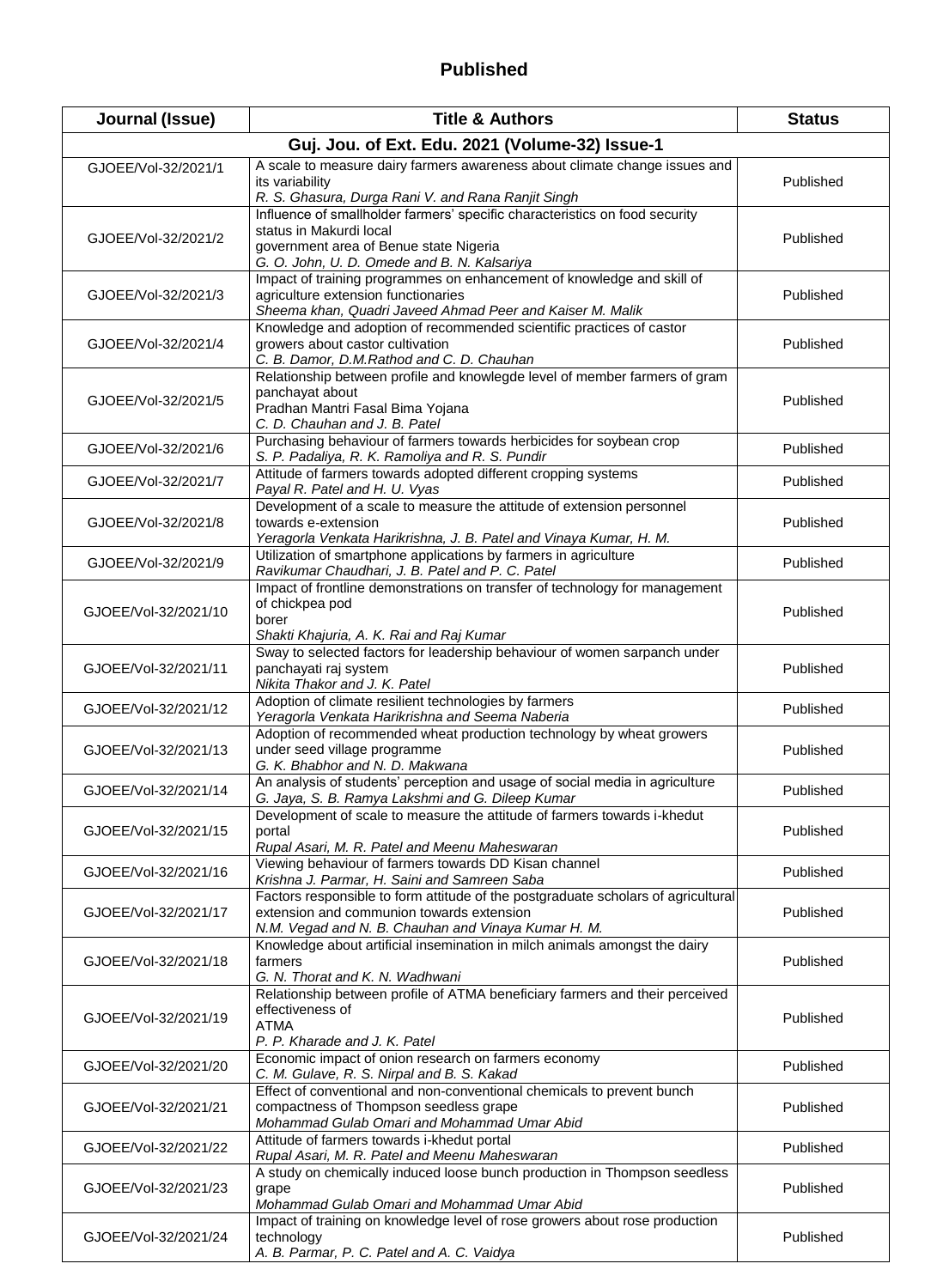## Published

| Journal (Issue) | Title & Authors | Status |
|---|---|---|
| **Guj. Jou. of Ext. Edu. 2021 (Volume-32) Issue-1** | | |
| GJOEE/Vol-32/2021/1 | A scale to measure dairy farmers awareness about climate change issues and its variability<br>*R. S. Ghasura, Durga Rani V. and Rana Ranjit Singh* | Published |
| GJOEE/Vol-32/2021/2 | Influence of smallholder farmers' specific characteristics on food security status in Makurdi local government area of Benue state Nigeria<br>*G. O. John, U. D. Omede and B. N. Kalsariya* | Published |
| GJOEE/Vol-32/2021/3 | Impact of training programmes on enhancement of knowledge and skill of agriculture extension functionaries<br>*Sheema khan, Quadri Javeed Ahmad Peer and Kaiser M. Malik* | Published |
| GJOEE/Vol-32/2021/4 | Knowledge and adoption of recommended scientific practices of castor growers about castor cultivation<br>*C. B. Damor, D.M.Rathod and C. D. Chauhan* | Published |
| GJOEE/Vol-32/2021/5 | Relationship between profile and knowlegde level of member farmers of gram panchayat about Pradhan Mantri Fasal Bima Yojana<br>*C. D. Chauhan and J. B. Patel* | Published |
| GJOEE/Vol-32/2021/6 | Purchasing behaviour of farmers towards herbicides for soybean crop<br>*S. P. Padaliya, R. K. Ramoliya and R. S. Pundir* | Published |
| GJOEE/Vol-32/2021/7 | Attitude of farmers towards adopted different cropping systems<br>*Payal R. Patel and H. U. Vyas* | Published |
| GJOEE/Vol-32/2021/8 | Development of a scale to measure the attitude of extension personnel towards e-extension<br>*Yeragorla Venkata Harikrishna, J. B. Patel and Vinaya Kumar, H. M.* | Published |
| GJOEE/Vol-32/2021/9 | Utilization of smartphone applications by farmers in agriculture<br>*Ravikumar Chaudhari, J. B. Patel and P. C. Patel* | Published |
| GJOEE/Vol-32/2021/10 | Impact of frontline demonstrations on transfer of technology for management of chickpea pod borer<br>*Shakti Khajuria, A. K. Rai and Raj Kumar* | Published |
| GJOEE/Vol-32/2021/11 | Sway to selected factors for leadership behaviour of women sarpanch under panchayati raj system<br>*Nikita Thakor and J. K. Patel* | Published |
| GJOEE/Vol-32/2021/12 | Adoption of climate resilient technologies by farmers<br>*Yeragorla Venkata Harikrishna and Seema Naberia* | Published |
| GJOEE/Vol-32/2021/13 | Adoption of recommended wheat production technology by wheat growers under seed village programme<br>*G. K. Bhabhor and N. D. Makwana* | Published |
| GJOEE/Vol-32/2021/14 | An analysis of students' perception and usage of social media in agriculture<br>*G. Jaya, S. B. Ramya Lakshmi and G. Dileep Kumar* | Published |
| GJOEE/Vol-32/2021/15 | Development of scale to measure the attitude of farmers towards i-khedut portal<br>*Rupal Asari, M. R. Patel and Meenu Maheswaran* | Published |
| GJOEE/Vol-32/2021/16 | Viewing behaviour of farmers towards DD Kisan channel<br>*Krishna J. Parmar, H. Saini and Samreen Saba* | Published |
| GJOEE/Vol-32/2021/17 | Factors responsible to form attitude of the postgraduate scholars of agricultural extension and communion towards extension<br>*N.M. Vegad and N. B. Chauhan and Vinaya Kumar H. M.* | Published |
| GJOEE/Vol-32/2021/18 | Knowledge about artificial insemination in milch animals amongst the dairy farmers<br>*G. N. Thorat and K. N. Wadhwani* | Published |
| GJOEE/Vol-32/2021/19 | Relationship between profile of ATMA beneficiary farmers and their perceived effectiveness of ATMA<br>*P. P. Kharade and J. K. Patel* | Published |
| GJOEE/Vol-32/2021/20 | Economic impact of onion research on farmers economy<br>*C. M. Gulave, R. S. Nirpal and B. S. Kakad* | Published |
| GJOEE/Vol-32/2021/21 | Effect of conventional and non-conventional chemicals to prevent bunch compactness of Thompson seedless grape<br>*Mohammad Gulab Omari and Mohammad Umar Abid* | Published |
| GJOEE/Vol-32/2021/22 | Attitude of farmers towards i-khedut portal<br>*Rupal Asari, M. R. Patel and Meenu Maheswaran* | Published |
| GJOEE/Vol-32/2021/23 | A study on chemically induced loose bunch production in Thompson seedless grape<br>*Mohammad Gulab Omari and Mohammad Umar Abid* | Published |
| GJOEE/Vol-32/2021/24 | Impact of training on knowledge level of rose growers about rose production technology<br>*A. B. Parmar, P. C. Patel and A. C. Vaidya* | Published |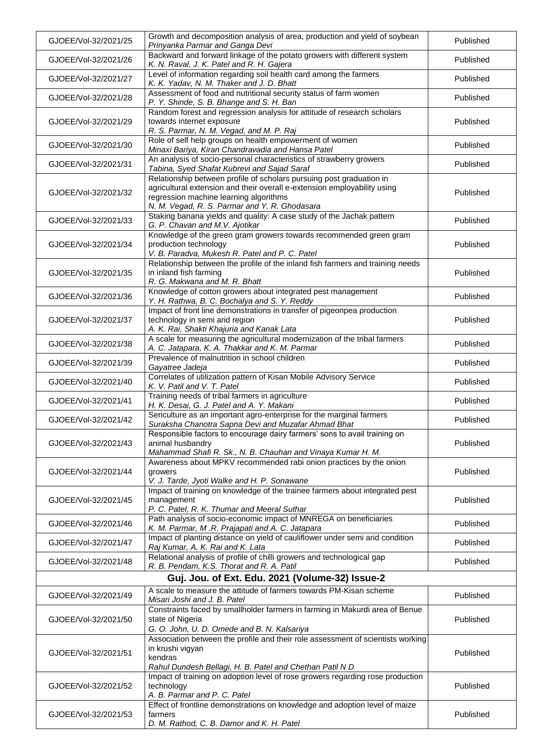| | | |
|---|---|---|
| GJOEE/Vol-32/2021/25 | Growth and decomposition analysis of area, production and yield of soybean<br>*Prinyanka Parmar and Ganga Devi* | Published |
| GJOEE/Vol-32/2021/26 | Backward and forward linkage of the potato growers with different system<br>*K. N. Raval, J. K. Patel and R. H. Gajera* | Published |
| GJOEE/Vol-32/2021/27 | Level of information regarding soil health card among the farmers<br>*K. K. Yadav, N. M. Thaker and J. D. Bhatt* | Published |
| GJOEE/Vol-32/2021/28 | Assessment of food and nutritional security status of farm women<br>*P. Y. Shinde, S. B. Bhange and S. H. Ban* | Published |
| GJOEE/Vol-32/2021/29 | Random forest and regression analysis for attitude of research scholars towards internet exposure<br>*R. S. Parmar, N. M. Vegad, and M. P. Raj* | Published |
| GJOEE/Vol-32/2021/30 | Role of self help groups on health empowerment of women<br>*Minaxi Bariya, Kiran Chandravadia and Hansa Patel* | Published |
| GJOEE/Vol-32/2021/31 | An analysis of socio-personal characteristics of strawberry growers<br>*Tabina, Syed Shafat Kubrevi and Sajad Saraf* | Published |
| GJOEE/Vol-32/2021/32 | Relationship between profile of scholars pursuing post graduation in agricultural extension and their overall e-extension employability using regression machine learning algorithms<br>*N. M. Vegad, R. S. Parmar and Y. R. Ghodasara* | Published |
| GJOEE/Vol-32/2021/33 | Staking banana yields and quality: A case study of the Jachak pattern<br>*G. P. Chavan and M.V. Ajotikar* | Published |
| GJOEE/Vol-32/2021/34 | Knowledge of the green gram growers towards recommended green gram production technology<br>*V. B. Paradva, Mukesh R. Patel and P. C. Patel* | Published |
| GJOEE/Vol-32/2021/35 | Relationship between the profile of the inland fish farmers and training needs in inland fish farming<br>*R. G. Makwana and M. R. Bhatt* | Published |
| GJOEE/Vol-32/2021/36 | Knowledge of cotton growers about integrated pest management<br>*Y. H. Rathwa, B. C. Bochalya and S. Y. Reddy* | Published |
| GJOEE/Vol-32/2021/37 | Impact of front line demonstrations in transfer of pigeonpea production technology in semi arid region<br>*A. K. Rai, Shakti Khajuria and Kanak Lata* | Published |
| GJOEE/Vol-32/2021/38 | A scale for measuring the agricultural modernization of the tribal farmers<br>*A. C. Jatapara, K. A. Thakkar and K. M. Parmar* | Published |
| GJOEE/Vol-32/2021/39 | Prevalence of malnutrition in school children<br>*Gayatree Jadeja* | Published |
| GJOEE/Vol-32/2021/40 | Correlates of utilization pattern of Kisan Mobile Advisory Service<br>*K. V. Patil and V. T. Patel* | Published |
| GJOEE/Vol-32/2021/41 | Training needs of tribal farmers in agriculture<br>*H. K. Desai, G. J. Patel and A. Y. Makani* | Published |
| GJOEE/Vol-32/2021/42 | Sericulture as an important agro-enterprise for the marginal farmers<br>*Suraksha Chanotra Sapna Devi and Muzafar Ahmad Bhat* | Published |
| GJOEE/Vol-32/2021/43 | Responsible factors to encourage dairy farmers' sons to avail training on animal husbandry<br>*Mahammad Shafi R. Sk., N. B. Chauhan and Vinaya Kumar H. M.* | Published |
| GJOEE/Vol-32/2021/44 | Awareness about MPKV recommended rabi onion practices by the onion growers<br>*V. J. Tarde, Jyoti Walke and H. P. Sonawane* | Published |
| GJOEE/Vol-32/2021/45 | Impact of training on knowledge of the trainee farmers about integrated pest management<br>*P. C. Patel, R. K. Thumar and Meeral Suthar* | Published |
| GJOEE/Vol-32/2021/46 | Path analysis of socio-economic impact of MNREGA on beneficiaries<br>*K. M. Parmar, M .R. Prajapati and A. C. Jatapara* | Published |
| GJOEE/Vol-32/2021/47 | Impact of planting distance on yield of cauliflower under semi arid condition<br>*Raj Kumar, A. K. Rai and K. Lata* | Published |
| GJOEE/Vol-32/2021/48 | Relational analysis of profile of chilli growers and technological gap<br>*R. B. Pendam, K.S. Thorat and R. A. Patil* | Published |
| **Guj. Jou. of Ext. Edu. 2021 (Volume-32) Issue-2** | | |
| GJOEE/Vol-32/2021/49 | A scale to measure the attitude of farmers towards PM-Kisan scheme<br>*Misari Joshi and J. B. Patel* | Published |
| GJOEE/Vol-32/2021/50 | Constraints faced by smallholder farmers in farming in Makurdi area of Benue state of Nigeria<br>*G. O. John, U. D. Omede and B. N. Kalsariya* | Published |
| GJOEE/Vol-32/2021/51 | Association between the profile and their role assessment of scientists working in krushi vigyan kendras<br>*Rahul Dundesh Bellagi, H. B. Patel and Chethan Patil N D* | Published |
| GJOEE/Vol-32/2021/52 | Impact of training on adoption level of rose growers regarding rose production technology<br>*A. B. Parmar and P. C. Patel* | Published |
| GJOEE/Vol-32/2021/53 | Effect of frontline demonstrations on knowledge and adoption level of maize farmers<br>*D. M. Rathod, C. B. Damor and K. H. Patel* | Published |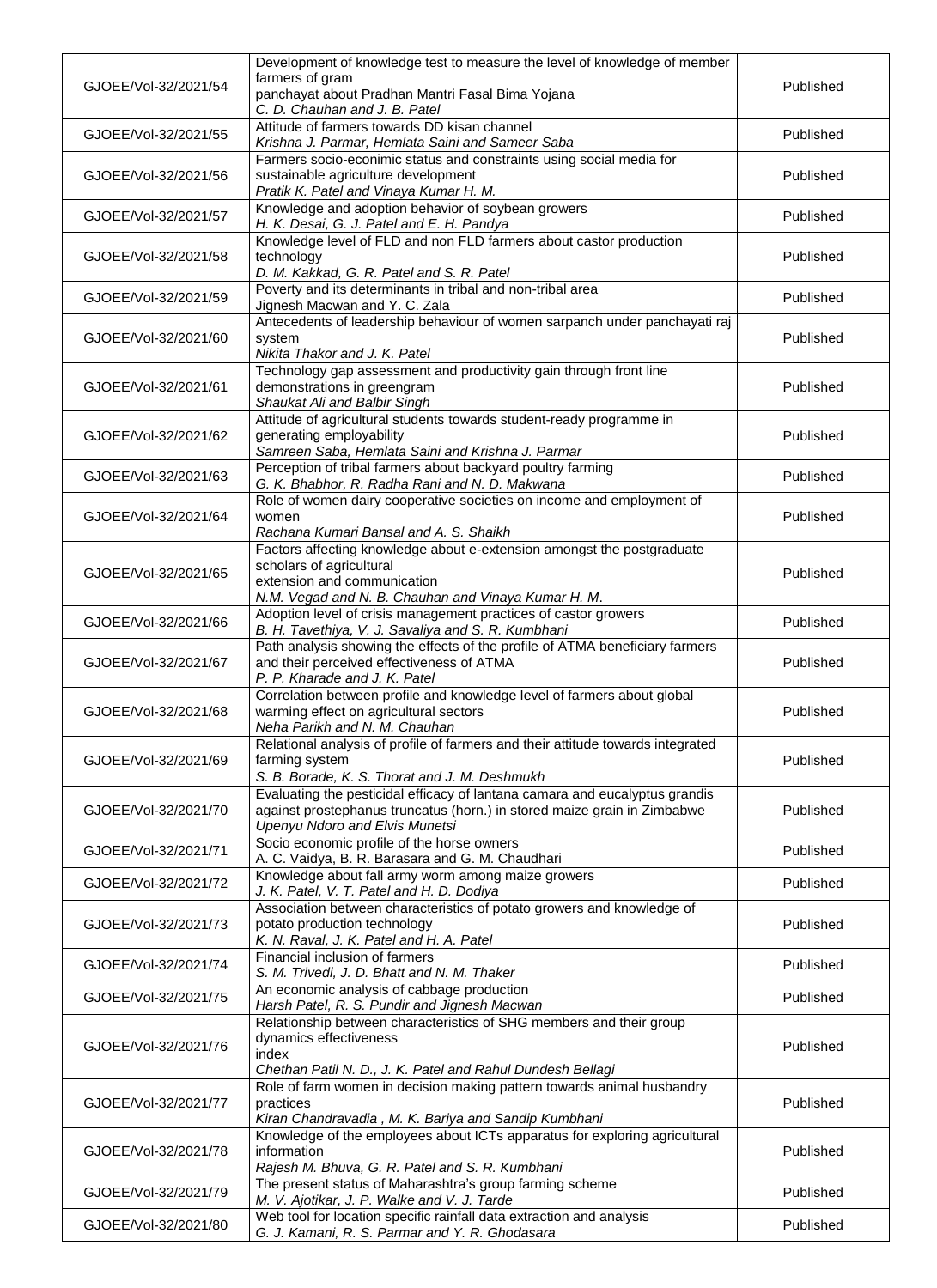| | | |
|---|---|---|
| GJOEE/Vol-32/2021/54 | Development of knowledge test to measure the level of knowledge of member farmers of gram panchayat about Pradhan Mantri Fasal Bima Yojana<br>*C. D. Chauhan and J. B. Patel* | Published |
| GJOEE/Vol-32/2021/55 | Attitude of farmers towards DD kisan channel<br>*Krishna J. Parmar, Hemlata Saini and Sameer Saba* | Published |
| GJOEE/Vol-32/2021/56 | Farmers socio-econimic status and constraints using social media for sustainable agriculture development<br>*Pratik K. Patel and Vinaya Kumar H. M.* | Published |
| GJOEE/Vol-32/2021/57 | Knowledge and adoption behavior of soybean growers<br>*H. K. Desai, G. J. Patel and E. H. Pandya* | Published |
| GJOEE/Vol-32/2021/58 | Knowledge level of FLD and non FLD farmers about castor production technology<br>*D. M. Kakkad, G. R. Patel and S. R. Patel* | Published |
| GJOEE/Vol-32/2021/59 | Poverty and its determinants in tribal and non-tribal area<br>*Jignesh Macwan and Y. C. Zala* | Published |
| GJOEE/Vol-32/2021/60 | Antecedents of leadership behaviour of women sarpanch under panchayati raj system<br>*Nikita Thakor and J. K. Patel* | Published |
| GJOEE/Vol-32/2021/61 | Technology gap assessment and productivity gain through front line demonstrations in greengram<br>*Shaukat Ali and Balbir Singh* | Published |
| GJOEE/Vol-32/2021/62 | Attitude of agricultural students towards student-ready programme in generating employability<br>*Samreen Saba, Hemlata Saini and Krishna J. Parmar* | Published |
| GJOEE/Vol-32/2021/63 | Perception of tribal farmers about backyard poultry farming<br>*G. K. Bhabhor, R. Radha Rani and N. D. Makwana* | Published |
| GJOEE/Vol-32/2021/64 | Role of women dairy cooperative societies on income and employment of women<br>*Rachana Kumari Bansal and A. S. Shaikh* | Published |
| GJOEE/Vol-32/2021/65 | Factors affecting knowledge about e-extension amongst the postgraduate scholars of agricultural extension and communication<br>*N.M. Vegad and N. B. Chauhan and Vinaya Kumar H. M.* | Published |
| GJOEE/Vol-32/2021/66 | Adoption level of crisis management practices of castor growers<br>*B. H. Tavethiya, V. J. Savaliya and S. R. Kumbhani* | Published |
| GJOEE/Vol-32/2021/67 | Path analysis showing the effects of the profile of ATMA beneficiary farmers and their perceived effectiveness of ATMA<br>*P. P. Kharade and J. K. Patel* | Published |
| GJOEE/Vol-32/2021/68 | Correlation between profile and knowledge level of farmers about global warming effect on agricultural sectors<br>*Neha Parikh and N. M. Chauhan* | Published |
| GJOEE/Vol-32/2021/69 | Relational analysis of profile of farmers and their attitude towards integrated farming system<br>*S. B. Borade, K. S. Thorat and J. M. Deshmukh* | Published |
| GJOEE/Vol-32/2021/70 | Evaluating the pesticidal efficacy of lantana camara and eucalyptus grandis against prostephanus truncatus (horn.) in stored maize grain in Zimbabwe<br>*Upenyu Ndoro and Elvis Munetsi* | Published |
| GJOEE/Vol-32/2021/71 | Socio economic profile of the horse owners<br>*A. C. Vaidya, B. R. Barasara and G. M. Chaudhari* | Published |
| GJOEE/Vol-32/2021/72 | Knowledge about fall army worm among maize growers<br>*J. K. Patel, V. T. Patel and H. D. Dodiya* | Published |
| GJOEE/Vol-32/2021/73 | Association between characteristics of potato growers and knowledge of potato production technology<br>*K. N. Raval, J. K. Patel and H. A. Patel* | Published |
| GJOEE/Vol-32/2021/74 | Financial inclusion of farmers<br>*S. M. Trivedi, J. D. Bhatt and N. M. Thaker* | Published |
| GJOEE/Vol-32/2021/75 | An economic analysis of cabbage production<br>*Harsh Patel, R. S. Pundir and Jignesh Macwan* | Published |
| GJOEE/Vol-32/2021/76 | Relationship between characteristics of SHG members and their group dynamics effectiveness index<br>*Chethan Patil N. D., J. K. Patel and Rahul Dundesh Bellagi* | Published |
| GJOEE/Vol-32/2021/77 | Role of farm women in decision making pattern towards animal husbandry practices<br>*Kiran Chandravadia , M. K. Bariya and Sandip Kumbhani* | Published |
| GJOEE/Vol-32/2021/78 | Knowledge of the employees about ICTs apparatus for exploring agricultural information<br>*Rajesh M. Bhuva, G. R. Patel and S. R. Kumbhani* | Published |
| GJOEE/Vol-32/2021/79 | The present status of Maharashtra's group farming scheme<br>*M. V. Ajotikar, J. P. Walke and V. J. Tarde* | Published |
| GJOEE/Vol-32/2021/80 | Web tool for location specific rainfall data extraction and analysis<br>*G. J. Kamani, R. S. Parmar and Y. R. Ghodasara* | Published |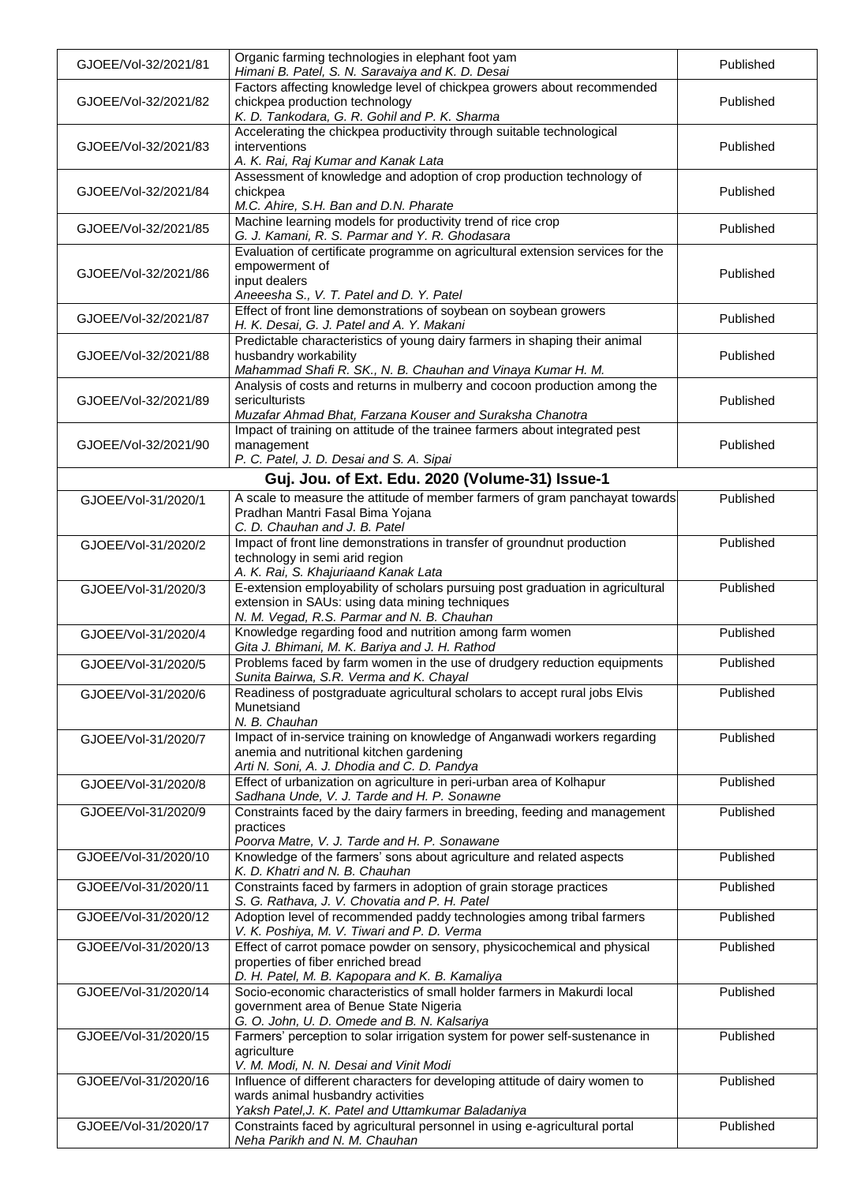| GJOEE/Vol-32/2021/81 | Organic farming technologies in elephant foot yam<br>*Himani B. Patel, S. N. Saravaiya and K. D. Desai* | Published |
|---|---|---|
| GJOEE/Vol-32/2021/82 | Factors affecting knowledge level of chickpea growers about recommended chickpea production technology<br>*K. D. Tankodara, G. R. Gohil and P. K. Sharma* | Published |
| GJOEE/Vol-32/2021/83 | Accelerating the chickpea productivity through suitable technological interventions<br>*A. K. Rai, Raj Kumar and Kanak Lata* | Published |
| GJOEE/Vol-32/2021/84 | Assessment of knowledge and adoption of crop production technology of chickpea<br>*M.C. Ahire, S.H. Ban and D.N. Pharate* | Published |
| GJOEE/Vol-32/2021/85 | Machine learning models for productivity trend of rice crop<br>*G. J. Kamani, R. S. Parmar and Y. R. Ghodasara* | Published |
| GJOEE/Vol-32/2021/86 | Evaluation of certificate programme on agricultural extension services for the empowerment of input dealers<br>*Aneeesha S., V. T. Patel and D. Y. Patel* | Published |
| GJOEE/Vol-32/2021/87 | Effect of front line demonstrations of soybean on soybean growers<br>*H. K. Desai, G. J. Patel and A. Y. Makani* | Published |
| GJOEE/Vol-32/2021/88 | Predictable characteristics of young dairy farmers in shaping their animal husbandry workability<br>*Mahammad Shafi R. SK., N. B. Chauhan and Vinaya Kumar H. M.* | Published |
| GJOEE/Vol-32/2021/89 | Analysis of costs and returns in mulberry and cocoon production among the sericulturists<br>*Muzafar Ahmad Bhat, Farzana Kouser and Suraksha Chanotra* | Published |
| GJOEE/Vol-32/2021/90 | Impact of training on attitude of the trainee farmers about integrated pest management<br>*P. C. Patel, J. D. Desai and S. A. Sipai* | Published |
| **Guj. Jou. of Ext. Edu. 2020 (Volume-31) Issue-1** | | |
| GJOEE/Vol-31/2020/1 | A scale to measure the attitude of member farmers of gram panchayat towards Pradhan Mantri Fasal Bima Yojana<br>*C. D. Chauhan and J. B. Patel* | Published |
| GJOEE/Vol-31/2020/2 | Impact of front line demonstrations in transfer of groundnut production technology in semi arid region<br>*A. K. Rai, S. Khajuriaand Kanak Lata* | Published |
| GJOEE/Vol-31/2020/3 | E-extension employability of scholars pursuing post graduation in agricultural extension in SAUs: using data mining techniques<br>*N. M. Vegad, R.S. Parmar and N. B. Chauhan* | Published |
| GJOEE/Vol-31/2020/4 | Knowledge regarding food and nutrition among farm women<br>*Gita J. Bhimani, M. K. Bariya and J. H. Rathod* | Published |
| GJOEE/Vol-31/2020/5 | Problems faced by farm women in the use of drudgery reduction equipments<br>*Sunita Bairwa, S.R. Verma and K. Chayal* | Published |
| GJOEE/Vol-31/2020/6 | Readiness of postgraduate agricultural scholars to accept rural jobs Elvis Munetsiand<br>*N. B. Chauhan* | Published |
| GJOEE/Vol-31/2020/7 | Impact of in-service training on knowledge of Anganwadi workers regarding anemia and nutritional kitchen gardening<br>*Arti N. Soni, A. J. Dhodia and C. D. Pandya* | Published |
| GJOEE/Vol-31/2020/8 | Effect of urbanization on agriculture in peri-urban area of Kolhapur<br>*Sadhana Unde, V. J. Tarde and H. P. Sonawne* | Published |
| GJOEE/Vol-31/2020/9 | Constraints faced by the dairy farmers in breeding, feeding and management practices<br>*Poorva Matre, V. J. Tarde and H. P. Sonawane* | Published |
| GJOEE/Vol-31/2020/10 | Knowledge of the farmers' sons about agriculture and related aspects<br>*K. D. Khatri and N. B. Chauhan* | Published |
| GJOEE/Vol-31/2020/11 | Constraints faced by farmers in adoption of grain storage practices<br>*S. G. Rathava, J. V. Chovatia and P. H. Patel* | Published |
| GJOEE/Vol-31/2020/12 | Adoption level of recommended paddy technologies among tribal farmers<br>*V. K. Poshiya, M. V. Tiwari and P. D. Verma* | Published |
| GJOEE/Vol-31/2020/13 | Effect of carrot pomace powder on sensory, physicochemical and physical properties of fiber enriched bread<br>*D. H. Patel, M. B. Kapopara and K. B. Kamaliya* | Published |
| GJOEE/Vol-31/2020/14 | Socio-economic characteristics of small holder farmers in Makurdi local government area of Benue State Nigeria<br>*G. O. John, U. D. Omede and B. N. Kalsariya* | Published |
| GJOEE/Vol-31/2020/15 | Farmers' perception to solar irrigation system for power self-sustenance in agriculture<br>*V. M. Modi, N. N. Desai and Vinit Modi* | Published |
| GJOEE/Vol-31/2020/16 | Influence of different characters for developing attitude of dairy women to wards animal husbandry activities<br>*Yaksh Patel,J. K. Patel and Uttamkumar Baladaniya* | Published |
| GJOEE/Vol-31/2020/17 | Constraints faced by agricultural personnel in using e-agricultural portal<br>*Neha Parikh and N. M. Chauhan* | Published |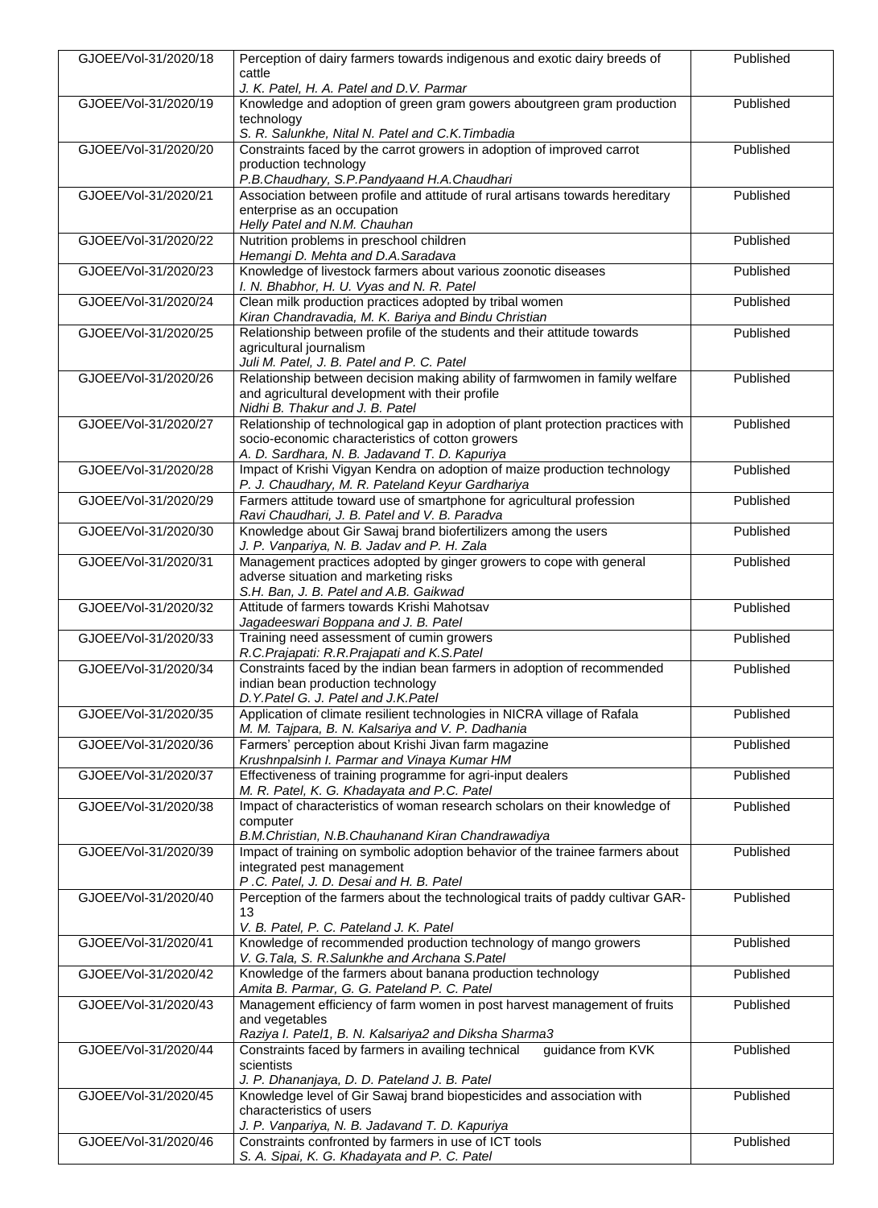| GJOEE/Vol-31/2020/18 | Perception of dairy farmers towards indigenous and exotic dairy breeds of cattle<br>*J. K. Patel, H. A. Patel and D.V. Parmar* | Published |
|---|---|---|
| GJOEE/Vol-31/2020/19 | Knowledge and adoption of green gram gowers aboutgreen gram production technology<br>*S. R. Salunkhe, Nital N. Patel and C.K.Timbadia* | Published |
| GJOEE/Vol-31/2020/20 | Constraints faced by the carrot growers in adoption of improved carrot production technology<br>*P.B.Chaudhary, S.P.Pandyaand H.A.Chaudhari* | Published |
| GJOEE/Vol-31/2020/21 | Association between profile and attitude of rural artisans towards hereditary enterprise as an occupation<br>*Helly Patel and N.M. Chauhan* | Published |
| GJOEE/Vol-31/2020/22 | Nutrition problems in preschool children<br>*Hemangi D. Mehta and D.A.Saradava* | Published |
| GJOEE/Vol-31/2020/23 | Knowledge of livestock farmers about various zoonotic diseases<br>*I. N. Bhabhor, H. U. Vyas and N. R. Patel* | Published |
| GJOEE/Vol-31/2020/24 | Clean milk production practices adopted by tribal women<br>*Kiran Chandravadia, M. K. Bariya and Bindu Christian* | Published |
| GJOEE/Vol-31/2020/25 | Relationship between profile of the students and their attitude towards agricultural journalism<br>*Juli M. Patel, J. B. Patel and P. C. Patel* | Published |
| GJOEE/Vol-31/2020/26 | Relationship between decision making ability of farmwomen in family welfare and agricultural development with their profile<br>*Nidhi B. Thakur and J. B. Patel* | Published |
| GJOEE/Vol-31/2020/27 | Relationship of technological gap in adoption of plant protection practices with socio-economic characteristics of cotton growers<br>*A. D. Sardhara, N. B. Jadavand T. D. Kapuriya* | Published |
| GJOEE/Vol-31/2020/28 | Impact of Krishi Vigyan Kendra on adoption of maize production technology<br>*P. J. Chaudhary, M. R. Pateland Keyur Gardhariya* | Published |
| GJOEE/Vol-31/2020/29 | Farmers attitude toward use of smartphone for agricultural profession<br>*Ravi Chaudhari, J. B. Patel and V. B. Paradva* | Published |
| GJOEE/Vol-31/2020/30 | Knowledge about Gir Sawaj brand biofertilizers among the users<br>*J. P. Vanpariya, N. B. Jadav and P. H. Zala* | Published |
| GJOEE/Vol-31/2020/31 | Management practices adopted by ginger growers to cope with general adverse situation and marketing risks<br>*S.H. Ban, J. B. Patel and A.B. Gaikwad* | Published |
| GJOEE/Vol-31/2020/32 | Attitude of farmers towards Krishi Mahotsav<br>*Jagadeeswari Boppana and J. B. Patel* | Published |
| GJOEE/Vol-31/2020/33 | Training need assessment of cumin growers<br>*R.C.Prajapati: R.R.Prajapati and K.S.Patel* | Published |
| GJOEE/Vol-31/2020/34 | Constraints faced by the indian bean farmers in adoption of recommended indian bean production technology<br>*D.Y.Patel G. J. Patel and J.K.Patel* | Published |
| GJOEE/Vol-31/2020/35 | Application of climate resilient technologies in NICRA village of Rafala<br>*M. M. Tajpara, B. N. Kalsariya and V. P. Dadhania* | Published |
| GJOEE/Vol-31/2020/36 | Farmers' perception about Krishi Jivan farm magazine<br>*Krushnpalsinh I. Parmar and Vinaya Kumar HM* | Published |
| GJOEE/Vol-31/2020/37 | Effectiveness of training programme for agri-input dealers<br>*M. R. Patel, K. G. Khadayata and P.C. Patel* | Published |
| GJOEE/Vol-31/2020/38 | Impact of characteristics of woman research scholars on their knowledge of computer<br>*B.M.Christian, N.B.Chauhanand Kiran Chandrawadiya* | Published |
| GJOEE/Vol-31/2020/39 | Impact of training on symbolic adoption behavior of the trainee farmers about integrated pest management<br>*P .C. Patel, J. D. Desai and H. B. Patel* | Published |
| GJOEE/Vol-31/2020/40 | Perception of the farmers about the technological traits of paddy cultivar GAR-13<br>*V. B. Patel, P. C. Pateland J. K. Patel* | Published |
| GJOEE/Vol-31/2020/41 | Knowledge of recommended production technology of mango growers<br>*V. G.Tala, S. R.Salunkhe and Archana S.Patel* | Published |
| GJOEE/Vol-31/2020/42 | Knowledge of the farmers about banana production technology<br>*Amita B. Parmar, G. G. Pateland P. C. Patel* | Published |
| GJOEE/Vol-31/2020/43 | Management efficiency of farm women in post harvest management of fruits and vegetables<br>*Raziya I. Patel1, B. N. Kalsariya2 and Diksha Sharma3* | Published |
| GJOEE/Vol-31/2020/44 | Constraints faced by farmers in availing technical guidance from KVK scientists<br>*J. P. Dhananjaya, D. D. Pateland J. B. Patel* | Published |
| GJOEE/Vol-31/2020/45 | Knowledge level of Gir Sawaj brand biopesticides and association with characteristics of users<br>*J. P. Vanpariya, N. B. Jadavand T. D. Kapuriya* | Published |
| GJOEE/Vol-31/2020/46 | Constraints confronted by farmers in use of ICT tools<br>*S. A. Sipai, K. G. Khadayata and P. C. Patel* | Published |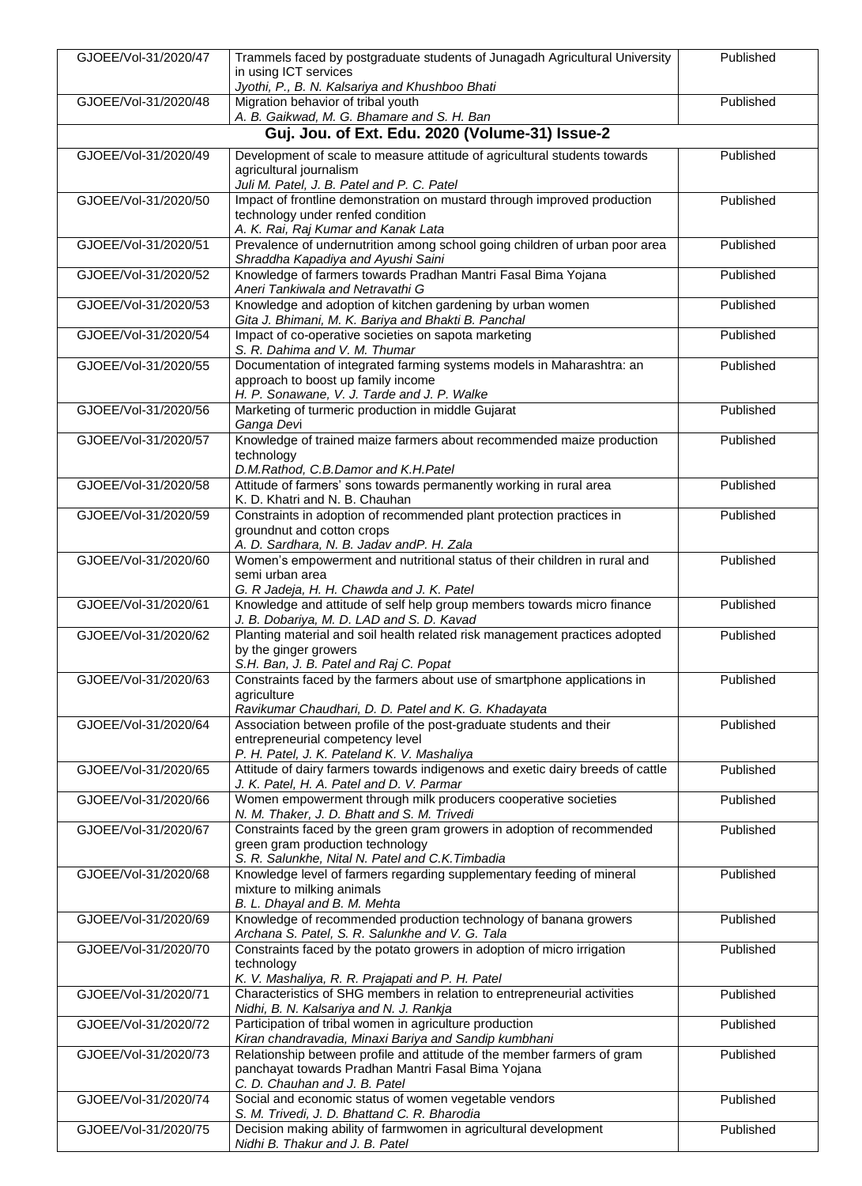| | | |
|---|---|---|
| GJOEE/Vol-31/2020/47 | Trammels faced by postgraduate students of Junagadh Agricultural University in using ICT services<br>*Jyothi, P., B. N. Kalsariya and Khushboo Bhati* | Published |
| GJOEE/Vol-31/2020/48 | Migration behavior of tribal youth<br>*A. B. Gaikwad, M. G. Bhamare and S. H. Ban* | Published |
| **Guj. Jou. of Ext. Edu. 2020 (Volume-31) Issue-2** | | |
| GJOEE/Vol-31/2020/49 | Development of scale to measure attitude of agricultural students towards agricultural journalism<br>*Juli M. Patel, J. B. Patel and P. C. Patel* | Published |
| GJOEE/Vol-31/2020/50 | Impact of frontline demonstration on mustard through improved production technology under renfed condition<br>*A. K. Rai, Raj Kumar and Kanak Lata* | Published |
| GJOEE/Vol-31/2020/51 | Prevalence of undernutrition among school going children of urban poor area<br>*Shraddha Kapadiya and Ayushi Saini* | Published |
| GJOEE/Vol-31/2020/52 | Knowledge of farmers towards Pradhan Mantri Fasal Bima Yojana<br>*Aneri Tankiwala and Netravathi G* | Published |
| GJOEE/Vol-31/2020/53 | Knowledge and adoption of kitchen gardening by urban women<br>*Gita J. Bhimani, M. K. Bariya and Bhakti B. Panchal* | Published |
| GJOEE/Vol-31/2020/54 | Impact of co-operative societies on sapota marketing<br>*S. R. Dahima and V. M. Thumar* | Published |
| GJOEE/Vol-31/2020/55 | Documentation of integrated farming systems models in Maharashtra: an approach to boost up family income<br>*H. P. Sonawane, V. J. Tarde and J. P. Walke* | Published |
| GJOEE/Vol-31/2020/56 | Marketing of turmeric production in middle Gujarat<br>*Ganga Devi* | Published |
| GJOEE/Vol-31/2020/57 | Knowledge of trained maize farmers about recommended maize production technology<br>*D.M.Rathod, C.B.Damor and K.H.Patel* | Published |
| GJOEE/Vol-31/2020/58 | Attitude of farmers' sons towards permanently working in rural area<br>K. D. Khatri and N. B. Chauhan | Published |
| GJOEE/Vol-31/2020/59 | Constraints in adoption of recommended plant protection practices in groundnut and cotton crops<br>*A. D. Sardhara, N. B. Jadav andP. H. Zala* | Published |
| GJOEE/Vol-31/2020/60 | Women's empowerment and nutritional status of their children in rural and semi urban area<br>*G. R Jadeja, H. H. Chawda and J. K. Patel* | Published |
| GJOEE/Vol-31/2020/61 | Knowledge and attitude of self help group members towards micro finance<br>*J. B. Dobariya, M. D. LAD and S. D. Kavad* | Published |
| GJOEE/Vol-31/2020/62 | Planting material and soil health related risk management practices adopted by the ginger growers<br>*S.H. Ban, J. B. Patel and Raj C. Popat* | Published |
| GJOEE/Vol-31/2020/63 | Constraints faced by the farmers about use of smartphone applications in agriculture<br>*Ravikumar Chaudhari, D. D. Patel and K. G. Khadayata* | Published |
| GJOEE/Vol-31/2020/64 | Association between profile of the post-graduate students and their entrepreneurial competency level<br>*P. H. Patel, J. K. Pateland K. V. Mashaliya* | Published |
| GJOEE/Vol-31/2020/65 | Attitude of dairy farmers towards indigenows and exetic dairy breeds of cattle<br>*J. K. Patel, H. A. Patel and D. V. Parmar* | Published |
| GJOEE/Vol-31/2020/66 | Women empowerment through milk producers cooperative societies<br>*N. M. Thaker, J. D. Bhatt and S. M. Trivedi* | Published |
| GJOEE/Vol-31/2020/67 | Constraints faced by the green gram growers in adoption of recommended green gram production technology<br>*S. R. Salunkhe, Nital N. Patel and C.K.Timbadia* | Published |
| GJOEE/Vol-31/2020/68 | Knowledge level of farmers regarding supplementary feeding of mineral mixture to milking animals<br>*B. L. Dhayal and B. M. Mehta* | Published |
| GJOEE/Vol-31/2020/69 | Knowledge of recommended production technology of banana growers<br>*Archana S. Patel, S. R. Salunkhe and V. G. Tala* | Published |
| GJOEE/Vol-31/2020/70 | Constraints faced by the potato growers in adoption of micro irrigation technology<br>*K. V. Mashaliya, R. R. Prajapati and P. H. Patel* | Published |
| GJOEE/Vol-31/2020/71 | Characteristics of SHG members in relation to entrepreneurial activities<br>*Nidhi, B. N. Kalsariya and N. J. Rankja* | Published |
| GJOEE/Vol-31/2020/72 | Participation of tribal women in agriculture production<br>*Kiran chandravadia, Minaxi Bariya and Sandip kumbhani* | Published |
| GJOEE/Vol-31/2020/73 | Relationship between profile and attitude of the member farmers of gram panchayat towards Pradhan Mantri Fasal Bima Yojana<br>*C. D. Chauhan and J. B. Patel* | Published |
| GJOEE/Vol-31/2020/74 | Social and economic status of women vegetable vendors<br>*S. M. Trivedi, J. D. Bhattand C. R. Bharodia* | Published |
| GJOEE/Vol-31/2020/75 | Decision making ability of farmwomen in agricultural development<br>*Nidhi B. Thakur and J. B. Patel* | Published |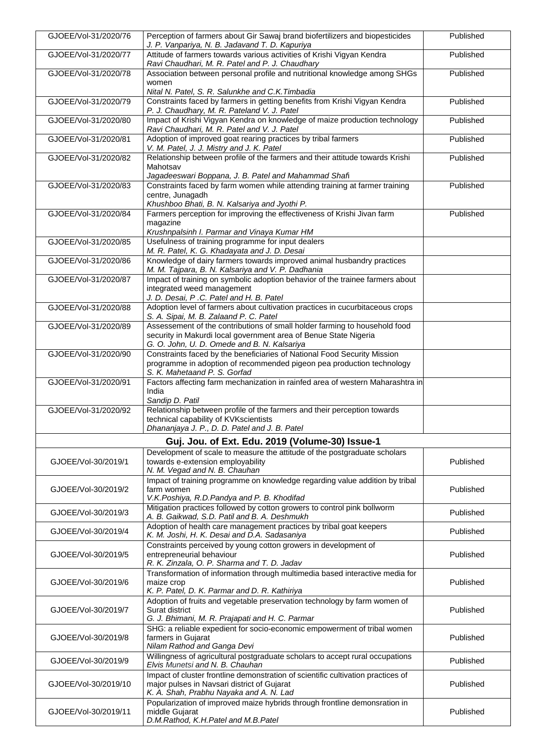| | | |
|---|---|---|
| GJOEE/Vol-31/2020/76 | Perception of farmers about Gir Sawaj brand biofertilizers and biopesticides<br>*J. P. Vanpariya, N. B. Jadavand T. D. Kapuriya* | Published |
| GJOEE/Vol-31/2020/77 | Attitude of farmers towards various activities of Krishi Vigyan Kendra<br>*Ravi Chaudhari, M. R. Patel and P. J. Chaudhary* | Published |
| GJOEE/Vol-31/2020/78 | Association between personal profile and nutritional knowledge among SHGs women<br>*Nital N. Patel, S. R. Salunkhe and C.K.Timbadia* | Published |
| GJOEE/Vol-31/2020/79 | Constraints faced by farmers in getting benefits from Krishi Vigyan Kendra<br>*P. J. Chaudhary, M. R. Pateland V. J. Patel* | Published |
| GJOEE/Vol-31/2020/80 | Impact of Krishi Vigyan Kendra on knowledge of maize production technology<br>*Ravi Chaudhari, M. R. Patel and V. J. Patel* | Published |
| GJOEE/Vol-31/2020/81 | Adoption of improved goat rearing practices by tribal farmers<br>*V. M. Patel, J. J. Mistry and J. K. Patel* | Published |
| GJOEE/Vol-31/2020/82 | Relationship between profile of the farmers and their attitude towards Krishi Mahotsav<br>*Jagadeeswari Boppana, J. B. Patel and Mahammad Shafi* | Published |
| GJOEE/Vol-31/2020/83 | Constraints faced by farm women while attending training at farmer training centre, Junagadh<br>*Khushboo Bhati, B. N. Kalsariya and Jyothi P.* | Published |
| GJOEE/Vol-31/2020/84 | Farmers perception for improving the effectiveness of Krishi Jivan farm magazine<br>*Krushnpalsinh I. Parmar and Vinaya Kumar HM* | Published |
| GJOEE/Vol-31/2020/85 | Usefulness of training programme for input dealers<br>*M. R. Patel, K. G. Khadayata and J. D. Desai* | |
| GJOEE/Vol-31/2020/86 | Knowledge of dairy farmers towards improved animal husbandry practices<br>*M. M. Tajpara, B. N. Kalsariya and V. P. Dadhania* | |
| GJOEE/Vol-31/2020/87 | Impact of training on symbolic adoption behavior of the trainee farmers about integrated weed management<br>*J. D. Desai, P .C. Patel and H. B. Patel* | |
| GJOEE/Vol-31/2020/88 | Adoption level of farmers about cultivation practices in cucurbitaceous crops<br>*S. A. Sipai, M. B. Zalaand P. C. Patel* | |
| GJOEE/Vol-31/2020/89 | Assessement of the contributions of small holder farming to household food security in Makurdi local government area of Benue State Nigeria<br>*G. O. John, U. D. Omede and B. N. Kalsariya* | |
| GJOEE/Vol-31/2020/90 | Constraints faced by the beneficiaries of National Food Security Mission programme in adoption of recommended pigeon pea production technology<br>*S. K. Mahetaand P. S. Gorfad* | |
| GJOEE/Vol-31/2020/91 | Factors affecting farm mechanization in rainfed area of western Maharashtra in India<br>*Sandip D. Patil* | |
| GJOEE/Vol-31/2020/92 | Relationship between profile of the farmers and their perception towards technical capability of KVKscientists<br>*Dhananjaya J. P., D. D. Patel and J. B. Patel* | |
| **Guj. Jou. of Ext. Edu. 2019 (Volume-30) Issue-1** | | |
| GJOEE/Vol-30/2019/1 | Development of scale to measure the attitude of the postgraduate scholars towards e-extension employability<br>*N. M. Vegad and N. B. Chauhan* | Published |
| GJOEE/Vol-30/2019/2 | Impact of training programme on knowledge regarding value addition by tribal farm women<br>*V.K.Poshiya, R.D.Pandya and P. B. Khodifad* | Published |
| GJOEE/Vol-30/2019/3 | Mitigation practices followed by cotton growers to control pink bollworm<br>*A. B. Gaikwad, S.D. Patil and B. A. Deshmukh* | Published |
| GJOEE/Vol-30/2019/4 | Adoption of health care management practices by tribal goat keepers<br>*K. M. Joshi, H. K. Desai and D.A. Sadasaniya* | Published |
| GJOEE/Vol-30/2019/5 | Constraints perceived by young cotton growers in development of entrepreneurial behaviour<br>*R. K. Zinzala, O. P. Sharma and T. D. Jadav* | Published |
| GJOEE/Vol-30/2019/6 | Transformation of information through multimedia based interactive media for maize crop<br>*K. P. Patel, D. K. Parmar and D. R. Kathiriya* | Published |
| GJOEE/Vol-30/2019/7 | Adoption of fruits and vegetable preservation technology by farm women of Surat district<br>*G. J. Bhimani, M. R. Prajapati and H. C. Parmar* | Published |
| GJOEE/Vol-30/2019/8 | SHG: a reliable expedient for socio-economic empowerment of tribal women farmers in Gujarat<br>*Nilam Rathod and Ganga Devi* | Published |
| GJOEE/Vol-30/2019/9 | Willingness of agricultural postgraduate scholars to accept rural occupations<br>*Elvis Munetsi and N. B. Chauhan* | Published |
| GJOEE/Vol-30/2019/10 | Impact of cluster frontline demonstration of scientific cultivation practices of major pulses in Navsari district of Gujarat<br>*K. A. Shah, Prabhu Nayaka and A. N. Lad* | Published |
| GJOEE/Vol-30/2019/11 | Popularization of improved maize hybrids through frontline demonsration in middle Gujarat<br>*D.M.Rathod, K.H.Patel and M.B.Patel* | Published |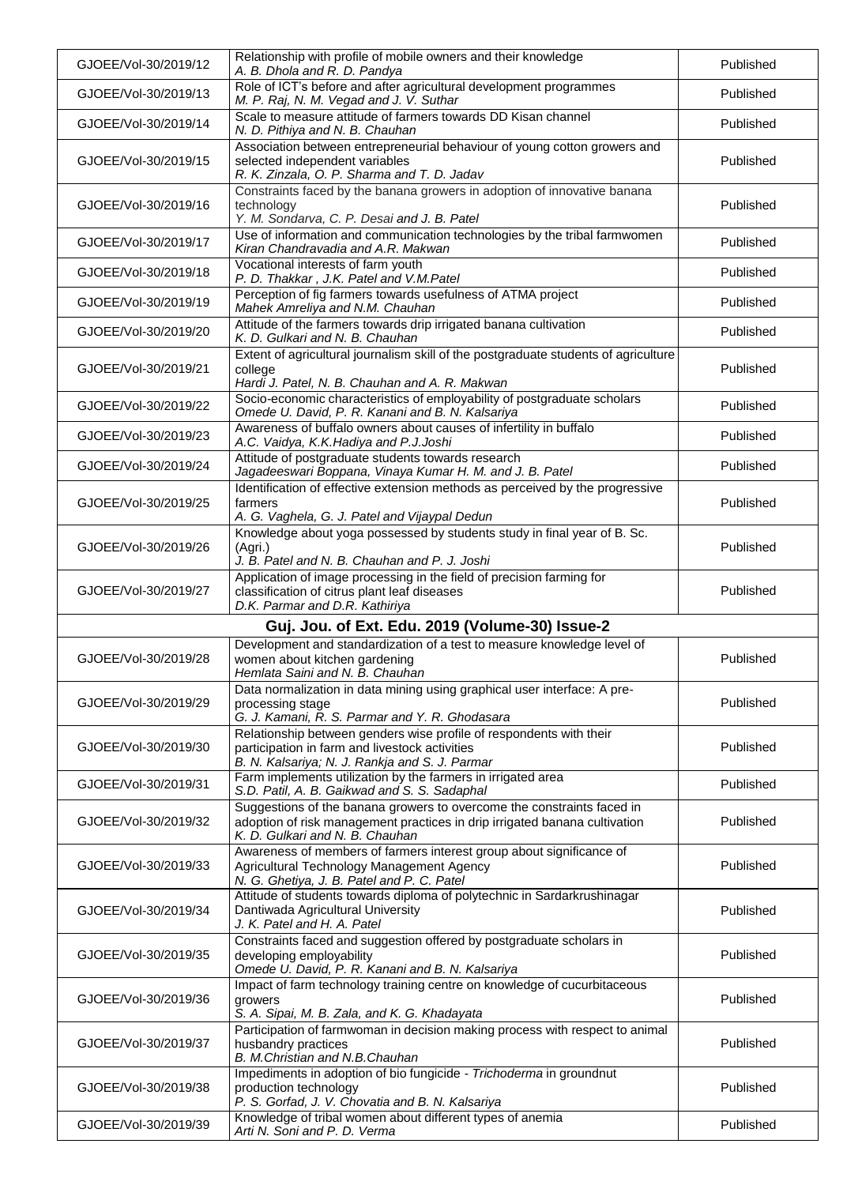| | | |
|---|---|---|
| GJOEE/Vol-30/2019/12 | Relationship with profile of mobile owners and their knowledge<br>*A. B. Dhola and R. D. Pandya* | Published |
| GJOEE/Vol-30/2019/13 | Role of ICT's before and after agricultural development programmes<br>*M. P. Raj, N. M. Vegad and J. V. Suthar* | Published |
| GJOEE/Vol-30/2019/14 | Scale to measure attitude of farmers towards DD Kisan channel<br>*N. D. Pithiya and N. B. Chauhan* | Published |
| GJOEE/Vol-30/2019/15 | Association between entrepreneurial behaviour of young cotton growers and selected independent variables<br>*R. K. Zinzala, O. P. Sharma and T. D. Jadav* | Published |
| GJOEE/Vol-30/2019/16 | Constraints faced by the banana growers in adoption of innovative banana technology<br>*Y. M. Sondarva, C. P. Desai and J. B. Patel* | Published |
| GJOEE/Vol-30/2019/17 | Use of information and communication technologies by the tribal farmwomen<br>*Kiran Chandravadia and A.R. Makwan* | Published |
| GJOEE/Vol-30/2019/18 | Vocational interests of farm youth<br>*P. D. Thakkar , J.K. Patel and V.M.Patel* | Published |
| GJOEE/Vol-30/2019/19 | Perception of fig farmers towards usefulness of ATMA project<br>*Mahek Amreliya and N.M. Chauhan* | Published |
| GJOEE/Vol-30/2019/20 | Attitude of the farmers towards drip irrigated banana cultivation<br>*K. D. Gulkari and N. B. Chauhan* | Published |
| GJOEE/Vol-30/2019/21 | Extent of agricultural journalism skill of the postgraduate students of agriculture college<br>*Hardi J. Patel, N. B. Chauhan and A. R. Makwan* | Published |
| GJOEE/Vol-30/2019/22 | Socio-economic characteristics of employability of postgraduate scholars<br>*Omede U. David, P. R. Kanani and B. N. Kalsariya* | Published |
| GJOEE/Vol-30/2019/23 | Awareness of buffalo owners about causes of infertility in buffalo<br>*A.C. Vaidya, K.K.Hadiya and P.J.Joshi* | Published |
| GJOEE/Vol-30/2019/24 | Attitude of postgraduate students towards research<br>*Jagadeeswari Boppana, Vinaya Kumar H. M. and J. B. Patel* | Published |
| GJOEE/Vol-30/2019/25 | Identification of effective extension methods as perceived by the progressive farmers<br>*A. G. Vaghela, G. J. Patel and Vijaypal Dedun* | Published |
| GJOEE/Vol-30/2019/26 | Knowledge about yoga possessed by students study in final year of B. Sc. (Agri.)<br>*J. B. Patel and N. B. Chauhan and P. J. Joshi* | Published |
| GJOEE/Vol-30/2019/27 | Application of image processing in the field of precision farming for classification of citrus plant leaf diseases<br>*D.K. Parmar and D.R. Kathiriya* | Published |
| **Guj. Jou. of Ext. Edu. 2019 (Volume-30) Issue-2** | | |
| GJOEE/Vol-30/2019/28 | Development and standardization of a test to measure knowledge level of women about kitchen gardening<br>*Hemlata Saini and N. B. Chauhan* | Published |
| GJOEE/Vol-30/2019/29 | Data normalization in data mining using graphical user interface: A pre-processing stage<br>*G. J. Kamani, R. S. Parmar and Y. R. Ghodasara* | Published |
| GJOEE/Vol-30/2019/30 | Relationship between genders wise profile of respondents with their participation in farm and livestock activities<br>*B. N. Kalsariya; N. J. Rankja and S. J. Parmar* | Published |
| GJOEE/Vol-30/2019/31 | Farm implements utilization by the farmers in irrigated area<br>*S.D. Patil, A. B. Gaikwad and S. S. Sadaphal* | Published |
| GJOEE/Vol-30/2019/32 | Suggestions of the banana growers to overcome the constraints faced in adoption of risk management practices in drip irrigated banana cultivation<br>*K. D. Gulkari and N. B. Chauhan* | Published |
| GJOEE/Vol-30/2019/33 | Awareness of members of farmers interest group about significance of Agricultural Technology Management Agency<br>*N. G. Ghetiya, J. B. Patel and P. C. Patel* | Published |
| GJOEE/Vol-30/2019/34 | Attitude of students towards diploma of polytechnic in Sardarkrushinagar Dantiwada Agricultural University<br>*J. K. Patel and H. A. Patel* | Published |
| GJOEE/Vol-30/2019/35 | Constraints faced and suggestion offered by postgraduate scholars in developing employability<br>*Omede U. David, P. R. Kanani and B. N. Kalsariya* | Published |
| GJOEE/Vol-30/2019/36 | Impact of farm technology training centre on knowledge of cucurbitaceous growers<br>*S. A. Sipai, M. B. Zala, and K. G. Khadayata* | Published |
| GJOEE/Vol-30/2019/37 | Participation of farmwoman in decision making process with respect to animal husbandry practices<br>*B. M.Christian and N.B.Chauhan* | Published |
| GJOEE/Vol-30/2019/38 | Impediments in adoption of bio fungicide - *Trichoderma* in groundnut production technology<br>*P. S. Gorfad, J. V. Chovatia and B. N. Kalsariya* | Published |
| GJOEE/Vol-30/2019/39 | Knowledge of tribal women about different types of anemia<br>*Arti N. Soni and P. D. Verma* | Published |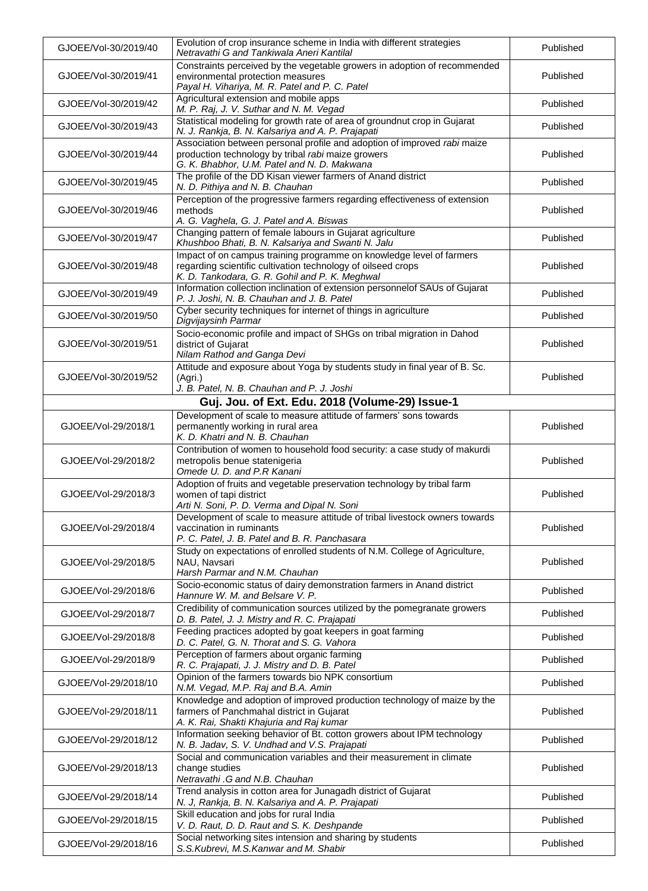| | | |
|---|---|---|
| GJOEE/Vol-30/2019/40 | Evolution of crop insurance scheme in India with different strategies<br>*Netravathi G and Tankiwala Aneri Kantilal* | Published |
| GJOEE/Vol-30/2019/41 | Constraints perceived by the vegetable growers in adoption of recommended environmental protection measures<br>*Payal H. Vihariya, M. R. Patel and P. C. Patel* | Published |
| GJOEE/Vol-30/2019/42 | Agricultural extension and mobile apps<br>*M. P. Raj, J. V. Suthar and N. M. Vegad* | Published |
| GJOEE/Vol-30/2019/43 | Statistical modeling for growth rate of area of groundnut crop in Gujarat<br>*N. J. Rankja, B. N. Kalsariya and A. P. Prajapati* | Published |
| GJOEE/Vol-30/2019/44 | Association between personal profile and adoption of improved *rabi* maize production technology by tribal *rabi* maize growers<br>*G. K. Bhabhor, U.M. Patel and N. D. Makwana* | Published |
| GJOEE/Vol-30/2019/45 | The profile of the DD Kisan viewer farmers of Anand district<br>*N. D. Pithiya and N. B. Chauhan* | Published |
| GJOEE/Vol-30/2019/46 | Perception of the progressive farmers regarding effectiveness of extension methods<br>*A. G. Vaghela, G. J. Patel and A. Biswas* | Published |
| GJOEE/Vol-30/2019/47 | Changing pattern of female labours in Gujarat agriculture<br>*Khushboo Bhati, B. N. Kalsariya and Swanti N. Jalu* | Published |
| GJOEE/Vol-30/2019/48 | Impact of on campus training programme on knowledge level of farmers regarding scientific cultivation technology of oilseed crops<br>*K. D. Tankodara, G. R. Gohil and P. K. Meghwal* | Published |
| GJOEE/Vol-30/2019/49 | Information collection inclination of extension personnelof SAUs of Gujarat<br>*P. J. Joshi, N. B. Chauhan and J. B. Patel* | Published |
| GJOEE/Vol-30/2019/50 | Cyber security techniques for internet of things in agriculture<br>*Digvijaysinh Parmar* | Published |
| GJOEE/Vol-30/2019/51 | Socio-economic profile and impact of SHGs on tribal migration in Dahod district of Gujarat<br>*Nilam Rathod and Ganga Devi* | Published |
| GJOEE/Vol-30/2019/52 | Attitude and exposure about Yoga by students study in final year of B. Sc. (Agri.)<br>*J. B. Patel, N. B. Chauhan and P. J. Joshi* | Published |
| **Guj. Jou. of Ext. Edu. 2018 (Volume-29) Issue-1** | | |
| GJOEE/Vol-29/2018/1 | Development of scale to measure attitude of farmers' sons towards permanently working in rural area<br>*K. D. Khatri and N. B. Chauhan* | Published |
| GJOEE/Vol-29/2018/2 | Contribution of women to household food security: a case study of makurdi metropolis benue statenigeria<br>*Omede U. D. and P.R Kanani* | Published |
| GJOEE/Vol-29/2018/3 | Adoption of fruits and vegetable preservation technology by tribal farm women of tapi district<br>*Arti N. Soni, P. D. Verma and Dipal N. Soni* | Published |
| GJOEE/Vol-29/2018/4 | Development of scale to measure attitude of tribal livestock owners towards vaccination in ruminants<br>*P. C. Patel, J. B. Patel and B. R. Panchasara* | Published |
| GJOEE/Vol-29/2018/5 | Study on expectations of enrolled students of N.M. College of Agriculture, NAU, Navsari<br>*Harsh Parmar and N.M. Chauhan* | Published |
| GJOEE/Vol-29/2018/6 | Socio-economic status of dairy demonstration farmers in Anand district<br>*Hannure W. M. and Belsare V. P.* | Published |
| GJOEE/Vol-29/2018/7 | Credibility of communication sources utilized by the pomegranate growers<br>*D. B. Patel, J. J. Mistry and R. C. Prajapati* | Published |
| GJOEE/Vol-29/2018/8 | Feeding practices adopted by goat keepers in goat farming<br>*D. C. Patel, G. N. Thorat and S. G. Vahora* | Published |
| GJOEE/Vol-29/2018/9 | Perception of farmers about organic farming<br>*R. C. Prajapati, J. J. Mistry and D. B. Patel* | Published |
| GJOEE/Vol-29/2018/10 | Opinion of the farmers towards bio NPK consortium<br>*N.M. Vegad, M.P. Raj and B.A. Amin* | Published |
| GJOEE/Vol-29/2018/11 | Knowledge and adoption of improved production technology of maize by the farmers of Panchmahal district in Gujarat<br>*A. K. Rai, Shakti Khajuria and Raj kumar* | Published |
| GJOEE/Vol-29/2018/12 | Information seeking behavior of Bt. cotton growers about IPM technology<br>*N. B. Jadav, S. V. Undhad and V.S. Prajapati* | Published |
| GJOEE/Vol-29/2018/13 | Social and communication variables and their measurement in climate change studies<br>*Netravathi .G and N.B. Chauhan* | Published |
| GJOEE/Vol-29/2018/14 | Trend analysis in cotton area for Junagadh district of Gujarat<br>*N. J, Rankja, B. N. Kalsariya and A. P. Prajapati* | Published |
| GJOEE/Vol-29/2018/15 | Skill education and jobs for rural India<br>*V. D. Raut, D. D. Raut and S. K. Deshpande* | Published |
| GJOEE/Vol-29/2018/16 | Social networking sites intension and sharing by students<br>*S.S.Kubrevi, M.S.Kanwar and M. Shabir* | Published |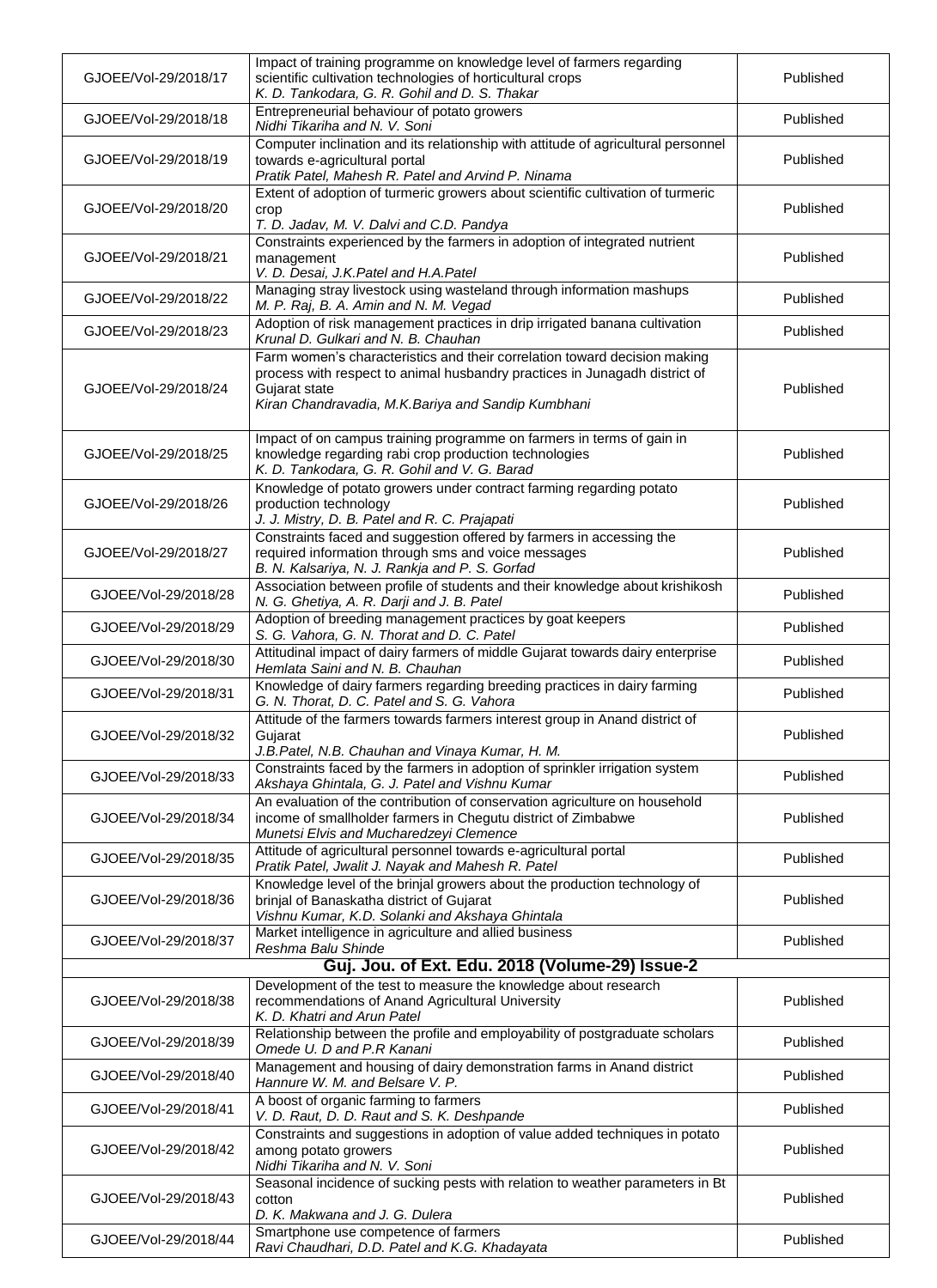| | | |
|---|---|---|
| GJOEE/Vol-29/2018/17 | Impact of training programme on knowledge level of farmers regarding scientific cultivation technologies of horticultural crops<br>*K. D. Tankodara, G. R. Gohil and D. S. Thakar* | Published |
| GJOEE/Vol-29/2018/18 | Entrepreneurial behaviour of potato growers<br>*Nidhi Tikariha and N. V. Soni* | Published |
| GJOEE/Vol-29/2018/19 | Computer inclination and its relationship with attitude of agricultural personnel towards e-agricultural portal<br>*Pratik Patel, Mahesh R. Patel and Arvind P. Ninama* | Published |
| GJOEE/Vol-29/2018/20 | Extent of adoption of turmeric growers about scientific cultivation of turmeric crop<br>*T. D. Jadav, M. V. Dalvi and C.D. Pandya* | Published |
| GJOEE/Vol-29/2018/21 | Constraints experienced by the farmers in adoption of integrated nutrient management<br>*V. D. Desai, J.K.Patel and H.A.Patel* | Published |
| GJOEE/Vol-29/2018/22 | Managing stray livestock using wasteland through information mashups<br>*M. P. Raj, B. A. Amin and N. M. Vegad* | Published |
| GJOEE/Vol-29/2018/23 | Adoption of risk management practices in drip irrigated banana cultivation<br>*Krunal D. Gulkari and N. B. Chauhan* | Published |
| GJOEE/Vol-29/2018/24 | Farm women's characteristics and their correlation toward decision making process with respect to animal husbandry practices in Junagadh district of Gujarat state<br>*Kiran Chandravadia, M.K.Bariya and Sandip Kumbhani* | Published |
| GJOEE/Vol-29/2018/25 | Impact of on campus training programme on farmers in terms of gain in knowledge regarding rabi crop production technologies<br>*K. D. Tankodara, G. R. Gohil and V. G. Barad* | Published |
| GJOEE/Vol-29/2018/26 | Knowledge of potato growers under contract farming regarding potato production technology<br>*J. J. Mistry, D. B. Patel and R. C. Prajapati* | Published |
| GJOEE/Vol-29/2018/27 | Constraints faced and suggestion offered by farmers in accessing the required information through sms and voice messages<br>*B. N. Kalsariya, N. J. Rankja and P. S. Gorfad* | Published |
| GJOEE/Vol-29/2018/28 | Association between profile of students and their knowledge about krishikosh<br>*N. G. Ghetiya, A. R. Darji and J. B. Patel* | Published |
| GJOEE/Vol-29/2018/29 | Adoption of breeding management practices by goat keepers<br>*S. G. Vahora, G. N. Thorat and D. C. Patel* | Published |
| GJOEE/Vol-29/2018/30 | Attitudinal impact of dairy farmers of middle Gujarat towards dairy enterprise<br>*Hemlata Saini and N. B. Chauhan* | Published |
| GJOEE/Vol-29/2018/31 | Knowledge of dairy farmers regarding breeding practices in dairy farming<br>*G. N. Thorat, D. C. Patel and S. G. Vahora* | Published |
| GJOEE/Vol-29/2018/32 | Attitude of the farmers towards farmers interest group in Anand district of Gujarat<br>*J.B.Patel, N.B. Chauhan and Vinaya Kumar, H. M.* | Published |
| GJOEE/Vol-29/2018/33 | Constraints faced by the farmers in adoption of sprinkler irrigation system<br>*Akshaya Ghintala, G. J. Patel and Vishnu Kumar* | Published |
| GJOEE/Vol-29/2018/34 | An evaluation of the contribution of conservation agriculture on household income of smallholder farmers in Chegutu district of Zimbabwe<br>*Munetsi Elvis and Mucharedzeyi Clemence* | Published |
| GJOEE/Vol-29/2018/35 | Attitude of agricultural personnel towards e-agricultural portal<br>*Pratik Patel, Jwalit J. Nayak and Mahesh R. Patel* | Published |
| GJOEE/Vol-29/2018/36 | Knowledge level of the brinjal growers about the production technology of brinjal of Banaskatha district of Gujarat<br>*Vishnu Kumar, K.D. Solanki and Akshaya Ghintala* | Published |
| GJOEE/Vol-29/2018/37 | Market intelligence in agriculture and allied business<br>*Reshma Balu Shinde* | Published |
| **Guj. Jou. of Ext. Edu. 2018 (Volume-29) Issue-2** | | |
| GJOEE/Vol-29/2018/38 | Development of the test to measure the knowledge about research recommendations of Anand Agricultural University<br>*K. D. Khatri and Arun Patel* | Published |
| GJOEE/Vol-29/2018/39 | Relationship between the profile and employability of postgraduate scholars<br>*Omede U. D and P.R Kanani* | Published |
| GJOEE/Vol-29/2018/40 | Management and housing of dairy demonstration farms in Anand district<br>*Hannure W. M. and Belsare V. P.* | Published |
| GJOEE/Vol-29/2018/41 | A boost of organic farming to farmers<br>*V. D. Raut, D. D. Raut and S. K. Deshpande* | Published |
| GJOEE/Vol-29/2018/42 | Constraints and suggestions in adoption of value added techniques in potato among potato growers<br>*Nidhi Tikariha and N. V. Soni* | Published |
| GJOEE/Vol-29/2018/43 | Seasonal incidence of sucking pests with relation to weather parameters in Bt cotton<br>*D. K. Makwana and J. G. Dulera* | Published |
| GJOEE/Vol-29/2018/44 | Smartphone use competence of farmers<br>*Ravi Chaudhari, D.D. Patel and K.G. Khadayata* | Published |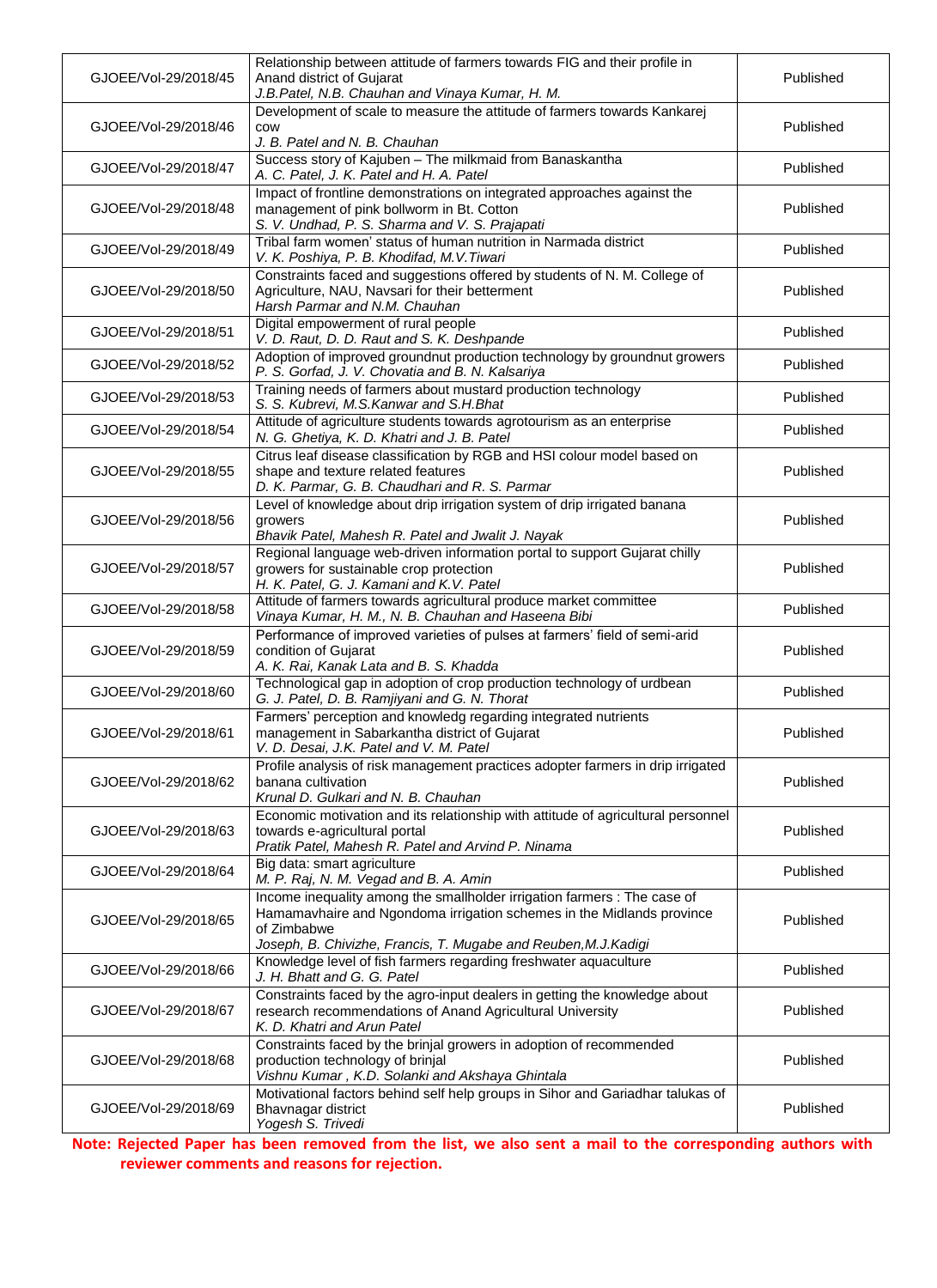| | | |
|---|---|---|
| GJOEE/Vol-29/2018/45 | Relationship between attitude of farmers towards FIG and their profile in Anand district of Gujarat<br>*J.B.Patel, N.B. Chauhan and Vinaya Kumar, H. M.* | Published |
| GJOEE/Vol-29/2018/46 | Development of scale to measure the attitude of farmers towards Kankarej cow<br>*J. B. Patel and N. B. Chauhan* | Published |
| GJOEE/Vol-29/2018/47 | Success story of Kajuben – The milkmaid from Banaskantha<br>*A. C. Patel, J. K. Patel and H. A. Patel* | Published |
| GJOEE/Vol-29/2018/48 | Impact of frontline demonstrations on integrated approaches against the management of pink bollworm in Bt. Cotton<br>*S. V. Undhad, P. S. Sharma and V. S. Prajapati* | Published |
| GJOEE/Vol-29/2018/49 | Tribal farm women' status of human nutrition in Narmada district<br>*V. K. Poshiya, P. B. Khodifad, M.V.Tiwari* | Published |
| GJOEE/Vol-29/2018/50 | Constraints faced and suggestions offered by students of N. M. College of Agriculture, NAU, Navsari for their betterment<br>*Harsh Parmar and N.M. Chauhan* | Published |
| GJOEE/Vol-29/2018/51 | Digital empowerment of rural people<br>*V. D. Raut, D. D. Raut and S. K. Deshpande* | Published |
| GJOEE/Vol-29/2018/52 | Adoption of improved groundnut production technology by groundnut growers<br>*P. S. Gorfad, J. V. Chovatia and B. N. Kalsariya* | Published |
| GJOEE/Vol-29/2018/53 | Training needs of farmers about mustard production technology<br>*S. S. Kubrevi, M.S.Kanwar and S.H.Bhat* | Published |
| GJOEE/Vol-29/2018/54 | Attitude of agriculture students towards agrotourism as an enterprise<br>*N. G. Ghetiya, K. D. Khatri and J. B. Patel* | Published |
| GJOEE/Vol-29/2018/55 | Citrus leaf disease classification by RGB and HSI colour model based on shape and texture related features<br>*D. K. Parmar, G. B. Chaudhari and R. S. Parmar* | Published |
| GJOEE/Vol-29/2018/56 | Level of knowledge about drip irrigation system of drip irrigated banana growers<br>*Bhavik Patel, Mahesh R. Patel and Jwalit J. Nayak* | Published |
| GJOEE/Vol-29/2018/57 | Regional language web-driven information portal to support Gujarat chilly growers for sustainable crop protection<br>*H. K. Patel, G. J. Kamani and K.V. Patel* | Published |
| GJOEE/Vol-29/2018/58 | Attitude of farmers towards agricultural produce market committee<br>*Vinaya Kumar, H. M., N. B. Chauhan and Haseena Bibi* | Published |
| GJOEE/Vol-29/2018/59 | Performance of improved varieties of pulses at farmers' field of semi-arid condition of Gujarat<br>*A. K. Rai, Kanak Lata and B. S. Khadda* | Published |
| GJOEE/Vol-29/2018/60 | Technological gap in adoption of crop production technology of urdbean<br>*G. J. Patel, D. B. Ramjiyani and G. N. Thorat* | Published |
| GJOEE/Vol-29/2018/61 | Farmers' perception and knowledg regarding integrated nutrients management in Sabarkantha district of Gujarat<br>*V. D. Desai, J.K. Patel and V. M. Patel* | Published |
| GJOEE/Vol-29/2018/62 | Profile analysis of risk management practices adopter farmers in drip irrigated banana cultivation<br>*Krunal D. Gulkari and N. B. Chauhan* | Published |
| GJOEE/Vol-29/2018/63 | Economic motivation and its relationship with attitude of agricultural personnel towards e-agricultural portal<br>*Pratik Patel, Mahesh R. Patel and Arvind P. Ninama* | Published |
| GJOEE/Vol-29/2018/64 | Big data: smart agriculture<br>*M. P. Raj, N. M. Vegad and B. A. Amin* | Published |
| GJOEE/Vol-29/2018/65 | Income inequality among the smallholder irrigation farmers : The case of Hamamavhaire and Ngondoma irrigation schemes in the Midlands province of Zimbabwe<br>*Joseph, B. Chivizhe, Francis, T. Mugabe and Reuben,M.J.Kadigi* | Published |
| GJOEE/Vol-29/2018/66 | Knowledge level of fish farmers regarding freshwater aquaculture<br>*J. H. Bhatt and G. G. Patel* | Published |
| GJOEE/Vol-29/2018/67 | Constraints faced by the agro-input dealers in getting the knowledge about research recommendations of Anand Agricultural University<br>*K. D. Khatri and Arun Patel* | Published |
| GJOEE/Vol-29/2018/68 | Constraints faced by the brinjal growers in adoption of recommended production technology of brinjal<br>*Vishnu Kumar , K.D. Solanki and Akshaya Ghintala* | Published |
| GJOEE/Vol-29/2018/69 | Motivational factors behind self help groups in Sihor and Gariadhar talukas of Bhavnagar district<br>*Yogesh S. Trivedi* | Published |

**Note: Rejected Paper has been removed from the list, we also sent a mail to the corresponding authors with reviewer comments and reasons for rejection.**